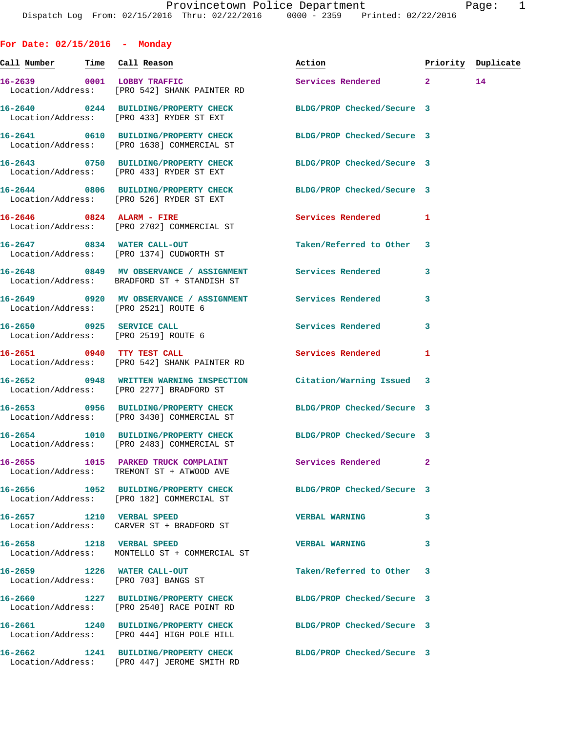Provincetown Police Department
Dispatch Log From: 02/15/2016 Thru: 02/22/2016 0000 - 2359 Printed: 02/22/2016

## For Date: 02/15/2016 - Monday

| Call Number | Time | Call Reason | Action | Priority | Duplicate |
|---|---|---|---|---|---|
| 16-2639 | 0001 | LOBBY TRAFFIC | Services Rendered | 2 | 14 |
| Location/Address: | | [PRO 542] SHANK PAINTER RD | | | |
| 16-2640 | 0244 | BUILDING/PROPERTY CHECK | BLDG/PROP Checked/Secure | 3 | |
| Location/Address: | | [PRO 433] RYDER ST EXT | | | |
| 16-2641 | 0610 | BUILDING/PROPERTY CHECK | BLDG/PROP Checked/Secure | 3 | |
| Location/Address: | | [PRO 1638] COMMERCIAL ST | | | |
| 16-2643 | 0750 | BUILDING/PROPERTY CHECK | BLDG/PROP Checked/Secure | 3 | |
| Location/Address: | | [PRO 433] RYDER ST EXT | | | |
| 16-2644 | 0806 | BUILDING/PROPERTY CHECK | BLDG/PROP Checked/Secure | 3 | |
| Location/Address: | | [PRO 526] RYDER ST EXT | | | |
| 16-2646 | 0824 | ALARM - FIRE | Services Rendered | 1 | |
| Location/Address: | | [PRO 2702] COMMERCIAL ST | | | |
| 16-2647 | 0834 | WATER CALL-OUT | Taken/Referred to Other | 3 | |
| Location/Address: | | [PRO 1374] CUDWORTH ST | | | |
| 16-2648 | 0849 | MV OBSERVANCE / ASSIGNMENT | Services Rendered | 3 | |
| Location/Address: | | BRADFORD ST + STANDISH ST | | | |
| 16-2649 | 0920 | MV OBSERVANCE / ASSIGNMENT | Services Rendered | 3 | |
| Location/Address: | | [PRO 2521] ROUTE 6 | | | |
| 16-2650 | 0925 | SERVICE CALL | Services Rendered | 3 | |
| Location/Address: | | [PRO 2519] ROUTE 6 | | | |
| 16-2651 | 0940 | TTY TEST CALL | Services Rendered | 1 | |
| Location/Address: | | [PRO 542] SHANK PAINTER RD | | | |
| 16-2652 | 0948 | WRITTEN WARNING INSPECTION | Citation/Warning Issued | 3 | |
| Location/Address: | | [PRO 2277] BRADFORD ST | | | |
| 16-2653 | 0956 | BUILDING/PROPERTY CHECK | BLDG/PROP Checked/Secure | 3 | |
| Location/Address: | | [PRO 3430] COMMERCIAL ST | | | |
| 16-2654 | 1010 | BUILDING/PROPERTY CHECK | BLDG/PROP Checked/Secure | 3 | |
| Location/Address: | | [PRO 2483] COMMERCIAL ST | | | |
| 16-2655 | 1015 | PARKED TRUCK COMPLAINT | Services Rendered | 2 | |
| Location/Address: | | TREMONT ST + ATWOOD AVE | | | |
| 16-2656 | 1052 | BUILDING/PROPERTY CHECK | BLDG/PROP Checked/Secure | 3 | |
| Location/Address: | | [PRO 182] COMMERCIAL ST | | | |
| 16-2657 | 1210 | VERBAL SPEED | VERBAL WARNING | 3 | |
| Location/Address: | | CARVER ST + BRADFORD ST | | | |
| 16-2658 | 1218 | VERBAL SPEED | VERBAL WARNING | 3 | |
| Location/Address: | | MONTELLO ST + COMMERCIAL ST | | | |
| 16-2659 | 1226 | WATER CALL-OUT | Taken/Referred to Other | 3 | |
| Location/Address: | | [PRO 703] BANGS ST | | | |
| 16-2660 | 1227 | BUILDING/PROPERTY CHECK | BLDG/PROP Checked/Secure | 3 | |
| Location/Address: | | [PRO 2540] RACE POINT RD | | | |
| 16-2661 | 1240 | BUILDING/PROPERTY CHECK | BLDG/PROP Checked/Secure | 3 | |
| Location/Address: | | [PRO 444] HIGH POLE HILL | | | |
| 16-2662 | 1241 | BUILDING/PROPERTY CHECK | BLDG/PROP Checked/Secure | 3 | |
| Location/Address: | | [PRO 447] JEROME SMITH RD | | | |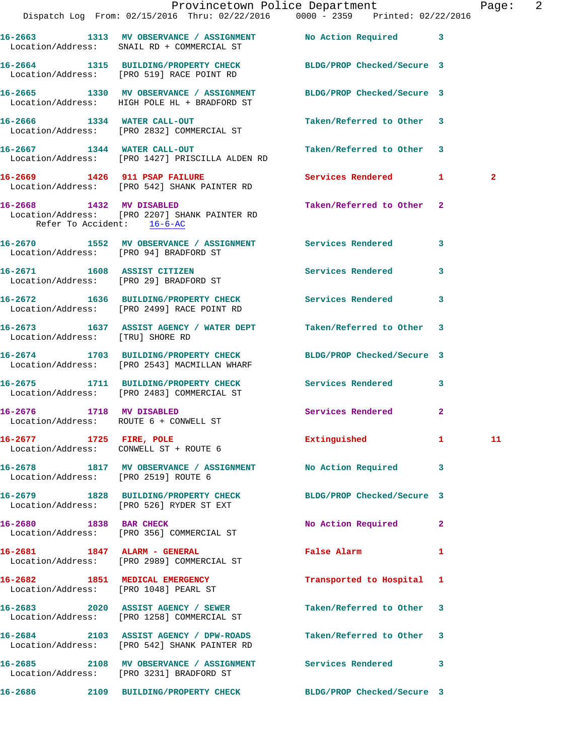16-2663 1313 MV OBSERVANCE / ASSIGNMENT No Action Required 3
Location/Address: SNAIL RD + COMMERCIAL ST

16-2664 1315 BUILDING/PROPERTY CHECK BLDG/PROP Checked/Secure 3
Location/Address: [PRO 519] RACE POINT RD

16-2665 1330 MV OBSERVANCE / ASSIGNMENT BLDG/PROP Checked/Secure 3
Location/Address: HIGH POLE HL + BRADFORD ST

16-2666 1334 WATER CALL-OUT Taken/Referred to Other 3
Location/Address: [PRO 2832] COMMERCIAL ST

16-2667 1344 WATER CALL-OUT Taken/Referred to Other 3
Location/Address: [PRO 1427] PRISCILLA ALDEN RD

16-2669 1426 911 PSAP FAILURE Services Rendered 1 2
Location/Address: [PRO 542] SHANK PAINTER RD

16-2668 1432 MV DISABLED Taken/Referred to Other 2
Location/Address: [PRO 2207] SHANK PAINTER RD
Refer To Accident: 16-6-AC

16-2670 1552 MV OBSERVANCE / ASSIGNMENT Services Rendered 3
Location/Address: [PRO 94] BRADFORD ST

16-2671 1608 ASSIST CITIZEN Services Rendered 3
Location/Address: [PRO 29] BRADFORD ST

16-2672 1636 BUILDING/PROPERTY CHECK Services Rendered 3
Location/Address: [PRO 2499] RACE POINT RD

16-2673 1637 ASSIST AGENCY / WATER DEPT Taken/Referred to Other 3
Location/Address: [TRU] SHORE RD

16-2674 1703 BUILDING/PROPERTY CHECK BLDG/PROP Checked/Secure 3
Location/Address: [PRO 2543] MACMILLAN WHARF

16-2675 1711 BUILDING/PROPERTY CHECK Services Rendered 3
Location/Address: [PRO 2483] COMMERCIAL ST

16-2676 1718 MV DISABLED Services Rendered 2
Location/Address: ROUTE 6 + CONWELL ST

16-2677 1725 FIRE, POLE Extinguished 1 11
Location/Address: CONWELL ST + ROUTE 6

16-2678 1817 MV OBSERVANCE / ASSIGNMENT No Action Required 3
Location/Address: [PRO 2519] ROUTE 6

16-2679 1828 BUILDING/PROPERTY CHECK BLDG/PROP Checked/Secure 3
Location/Address: [PRO 526] RYDER ST EXT

16-2680 1838 BAR CHECK No Action Required 2
Location/Address: [PRO 356] COMMERCIAL ST

16-2681 1847 ALARM - GENERAL False Alarm 1
Location/Address: [PRO 2989] COMMERCIAL ST

16-2682 1851 MEDICAL EMERGENCY Transported to Hospital 1
Location/Address: [PRO 1048] PEARL ST

16-2683 2020 ASSIST AGENCY / SEWER Taken/Referred to Other 3
Location/Address: [PRO 1258] COMMERCIAL ST

16-2684 2103 ASSIST AGENCY / DPW-ROADS Taken/Referred to Other 3
Location/Address: [PRO 542] SHANK PAINTER RD

16-2685 2108 MV OBSERVANCE / ASSIGNMENT Services Rendered 3
Location/Address: [PRO 3231] BRADFORD ST

16-2686 2109 BUILDING/PROPERTY CHECK BLDG/PROP Checked/Secure 3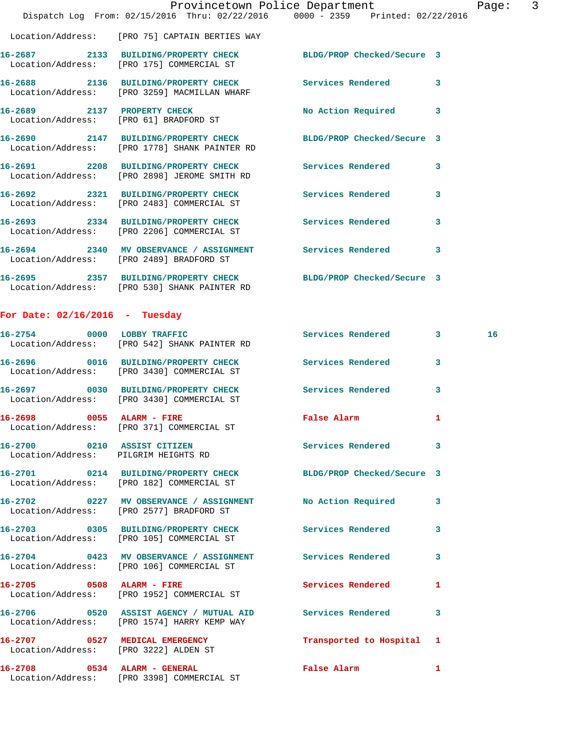Location/Address: [PRO 75] CAPTAIN BERTIES WAY

| Call # | Time | Call Reason | Action | Priority | |
|---|---|---|---|---|---|
| 16-2687 | 2133 | BUILDING/PROPERTY CHECK | BLDG/PROP Checked/Secure | 3 | |
| | | Location/Address: [PRO 175] COMMERCIAL ST | | | |
| 16-2688 | 2136 | BUILDING/PROPERTY CHECK | Services Rendered | 3 | |
| | | Location/Address: [PRO 3259] MACMILLAN WHARF | | | |
| 16-2689 | 2137 | PROPERTY CHECK | No Action Required | 3 | |
| | | Location/Address: [PRO 61] BRADFORD ST | | | |
| 16-2690 | 2147 | BUILDING/PROPERTY CHECK | BLDG/PROP Checked/Secure | 3 | |
| | | Location/Address: [PRO 1778] SHANK PAINTER RD | | | |
| 16-2691 | 2208 | BUILDING/PROPERTY CHECK | Services Rendered | 3 | |
| | | Location/Address: [PRO 2898] JEROME SMITH RD | | | |
| 16-2692 | 2321 | BUILDING/PROPERTY CHECK | Services Rendered | 3 | |
| | | Location/Address: [PRO 2483] COMMERCIAL ST | | | |
| 16-2693 | 2334 | BUILDING/PROPERTY CHECK | Services Rendered | 3 | |
| | | Location/Address: [PRO 2206] COMMERCIAL ST | | | |
| 16-2694 | 2340 | MV OBSERVANCE / ASSIGNMENT | Services Rendered | 3 | |
| | | Location/Address: [PRO 2489] BRADFORD ST | | | |
| 16-2695 | 2357 | BUILDING/PROPERTY CHECK | BLDG/PROP Checked/Secure | 3 | |
| | | Location/Address: [PRO 530] SHANK PAINTER RD | | | |

## For Date: 02/16/2016 - Tuesday

| Call # | Time | Call Reason | Action | Priority | |
|---|---|---|---|---|---|
| 16-2754 | 0000 | LOBBY TRAFFIC | Services Rendered | 3 | 16 |
| | | Location/Address: [PRO 542] SHANK PAINTER RD | | | |
| 16-2696 | 0016 | BUILDING/PROPERTY CHECK | Services Rendered | 3 | |
| | | Location/Address: [PRO 3430] COMMERCIAL ST | | | |
| 16-2697 | 0030 | BUILDING/PROPERTY CHECK | Services Rendered | 3 | |
| | | Location/Address: [PRO 3430] COMMERCIAL ST | | | |
| 16-2698 | 0055 | ALARM - FIRE | False Alarm | 1 | |
| | | Location/Address: [PRO 371] COMMERCIAL ST | | | |
| 16-2700 | 0210 | ASSIST CITIZEN | Services Rendered | 3 | |
| | | Location/Address: PILGRIM HEIGHTS RD | | | |
| 16-2701 | 0214 | BUILDING/PROPERTY CHECK | BLDG/PROP Checked/Secure | 3 | |
| | | Location/Address: [PRO 182] COMMERCIAL ST | | | |
| 16-2702 | 0227 | MV OBSERVANCE / ASSIGNMENT | No Action Required | 3 | |
| | | Location/Address: [PRO 2577] BRADFORD ST | | | |
| 16-2703 | 0305 | BUILDING/PROPERTY CHECK | Services Rendered | 3 | |
| | | Location/Address: [PRO 105] COMMERCIAL ST | | | |
| 16-2704 | 0423 | MV OBSERVANCE / ASSIGNMENT | Services Rendered | 3 | |
| | | Location/Address: [PRO 106] COMMERCIAL ST | | | |
| 16-2705 | 0508 | ALARM - FIRE | Services Rendered | 1 | |
| | | Location/Address: [PRO 1952] COMMERCIAL ST | | | |
| 16-2706 | 0520 | ASSIST AGENCY / MUTUAL AID | Services Rendered | 3 | |
| | | Location/Address: [PRO 1574] HARRY KEMP WAY | | | |
| 16-2707 | 0527 | MEDICAL EMERGENCY | Transported to Hospital | 1 | |
| | | Location/Address: [PRO 3222] ALDEN ST | | | |
| 16-2708 | 0534 | ALARM - GENERAL | False Alarm | 1 | |
| | | Location/Address: [PRO 3398] COMMERCIAL ST | | | |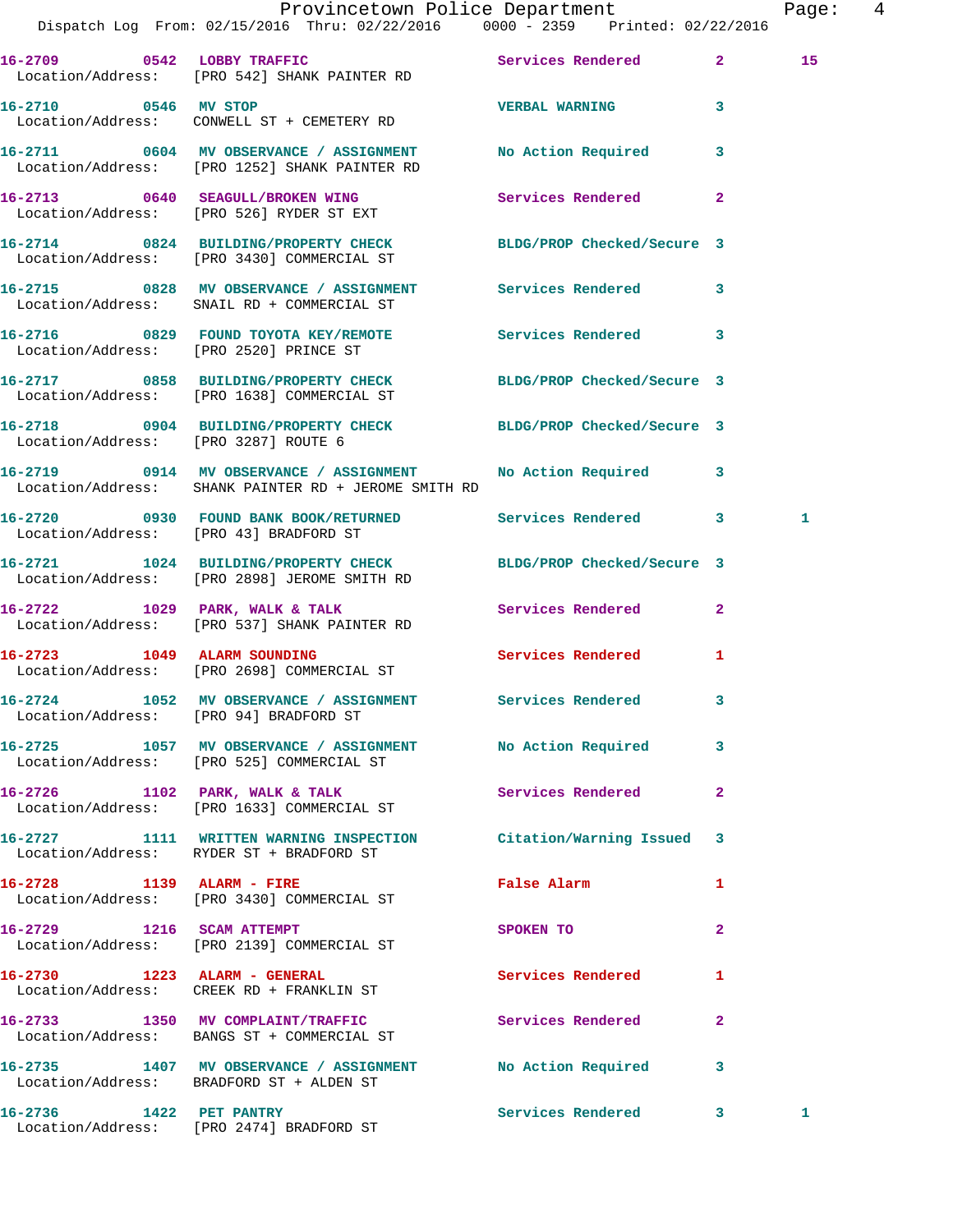16-2709 0542 LOBBY TRAFFIC Services Rendered 2 15
Location/Address: [PRO 542] SHANK PAINTER RD

16-2710 0546 MV STOP VERBAL WARNING 3
Location/Address: CONWELL ST + CEMETERY RD

16-2711 0604 MV OBSERVATION / ASSIGNMENT No Action Required 3
Location/Address: [PRO 1252] SHANK PAINTER RD

16-2713 0640 SEAGULL/BROKEN WING Services Rendered 2
Location/Address: [PRO 526] RYDER ST EXT

16-2714 0824 BUILDING/PROPERTY CHECK BLDG/PROP Checked/Secure 3
Location/Address: [PRO 3430] COMMERCIAL ST

16-2715 0828 MV OBSERVATION / ASSIGNMENT Services Rendered 3
Location/Address: SNAIL RD + COMMERCIAL ST

16-2716 0829 FOUND TOYOTA KEY/REMOTE Services Rendered 3
Location/Address: [PRO 2520] PRINCE ST

16-2717 0858 BUILDING/PROPERTY CHECK BLDG/PROP Checked/Secure 3
Location/Address: [PRO 1638] COMMERCIAL ST

16-2718 0904 BUILDING/PROPERTY CHECK BLDG/PROP Checked/Secure 3
Location/Address: [PRO 3287] ROUTE 6

16-2719 0914 MV OBSERVATION / ASSIGNMENT No Action Required 3
Location/Address: SHANK PAINTER RD + JEROME SMITH RD

16-2720 0930 FOUND BANK BOOK/RETURNED Services Rendered 3 1
Location/Address: [PRO 43] BRADFORD ST

16-2721 1024 BUILDING/PROPERTY CHECK BLDG/PROP Checked/Secure 3
Location/Address: [PRO 2898] JEROME SMITH RD

16-2722 1029 PARK, WALK & TALK Services Rendered 2
Location/Address: [PRO 537] SHANK PAINTER RD

16-2723 1049 ALARM SOUNDING Services Rendered 1
Location/Address: [PRO 2698] COMMERCIAL ST

16-2724 1052 MV OBSERVATION / ASSIGNMENT Services Rendered 3
Location/Address: [PRO 94] BRADFORD ST

16-2725 1057 MV OBSERVATION / ASSIGNMENT No Action Required 3
Location/Address: [PRO 525] COMMERCIAL ST

16-2726 1102 PARK, WALK & TALK Services Rendered 2
Location/Address: [PRO 1633] COMMERCIAL ST

16-2727 1111 WRITTEN WARNING INSPECTION Citation/Warning Issued 3
Location/Address: RYDER ST + BRADFORD ST

16-2728 1139 ALARM - FIRE False Alarm 1
Location/Address: [PRO 3430] COMMERCIAL ST

16-2729 1216 SCAM ATTEMPT SPOKEN TO 2
Location/Address: [PRO 2139] COMMERCIAL ST

16-2730 1223 ALARM - GENERAL Services Rendered 1
Location/Address: CREEK RD + FRANKLIN ST

16-2733 1350 MV COMPLAINT/TRAFFIC Services Rendered 2
Location/Address: BANGS ST + COMMERCIAL ST

16-2735 1407 MV OBSERVATION / ASSIGNMENT No Action Required 3
Location/Address: BRADFORD ST + ALDEN ST

16-2736 1422 PET PANTRY Services Rendered 3 1
Location/Address: [PRO 2474] BRADFORD ST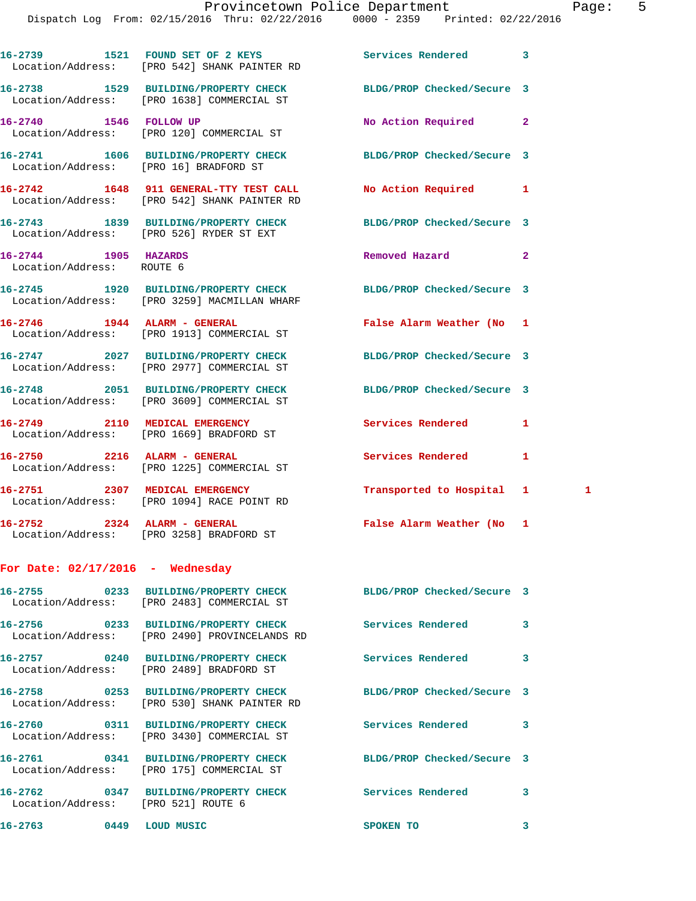16-2739 1521 FOUND SET OF 2 KEYS Services Rendered 3
Location/Address: [PRO 542] SHANK PAINTER RD

16-2738 1529 BUILDING/PROPERTY CHECK BLDG/PROP Checked/Secure 3
Location/Address: [PRO 1638] COMMERCIAL ST

16-2740 1546 FOLLOW UP No Action Required 2
Location/Address: [PRO 120] COMMERCIAL ST

16-2741 1606 BUILDING/PROPERTY CHECK BLDG/PROP Checked/Secure 3
Location/Address: [PRO 16] BRADFORD ST

16-2742 1648 911 GENERAL-TTY TEST CALL No Action Required 1
Location/Address: [PRO 542] SHANK PAINTER RD

16-2743 1839 BUILDING/PROPERTY CHECK BLDG/PROP Checked/Secure 3
Location/Address: [PRO 526] RYDER ST EXT

16-2744 1905 HAZARDS Removed Hazard 2
Location/Address: ROUTE 6

16-2745 1920 BUILDING/PROPERTY CHECK BLDG/PROP Checked/Secure 3
Location/Address: [PRO 3259] MACMILLAN WHARF

16-2746 1944 ALARM - GENERAL False Alarm Weather (No 1
Location/Address: [PRO 1913] COMMERCIAL ST

16-2747 2027 BUILDING/PROPERTY CHECK BLDG/PROP Checked/Secure 3
Location/Address: [PRO 2977] COMMERCIAL ST

16-2748 2051 BUILDING/PROPERTY CHECK BLDG/PROP Checked/Secure 3
Location/Address: [PRO 3609] COMMERCIAL ST

16-2749 2110 MEDICAL EMERGENCY Services Rendered 1
Location/Address: [PRO 1669] BRADFORD ST

16-2750 2216 ALARM - GENERAL Services Rendered 1
Location/Address: [PRO 1225] COMMERCIAL ST

16-2751 2307 MEDICAL EMERGENCY Transported to Hospital 1 1
Location/Address: [PRO 1094] RACE POINT RD

16-2752 2324 ALARM - GENERAL False Alarm Weather (No 1
Location/Address: [PRO 3258] BRADFORD ST

## For Date: 02/17/2016 - Wednesday

16-2755 0233 BUILDING/PROPERTY CHECK BLDG/PROP Checked/Secure 3
Location/Address: [PRO 2483] COMMERCIAL ST

16-2756 0233 BUILDING/PROPERTY CHECK Services Rendered 3
Location/Address: [PRO 2490] PROVINCELANDS RD

16-2757 0240 BUILDING/PROPERTY CHECK Services Rendered 3
Location/Address: [PRO 2489] BRADFORD ST

16-2758 0253 BUILDING/PROPERTY CHECK BLDG/PROP Checked/Secure 3
Location/Address: [PRO 530] SHANK PAINTER RD

16-2760 0311 BUILDING/PROPERTY CHECK Services Rendered 3
Location/Address: [PRO 3430] COMMERCIAL ST

16-2761 0341 BUILDING/PROPERTY CHECK BLDG/PROP Checked/Secure 3
Location/Address: [PRO 175] COMMERCIAL ST

16-2762 0347 BUILDING/PROPERTY CHECK Services Rendered 3
Location/Address: [PRO 521] ROUTE 6

16-2763 0449 LOUD MUSIC SPOKEN TO 3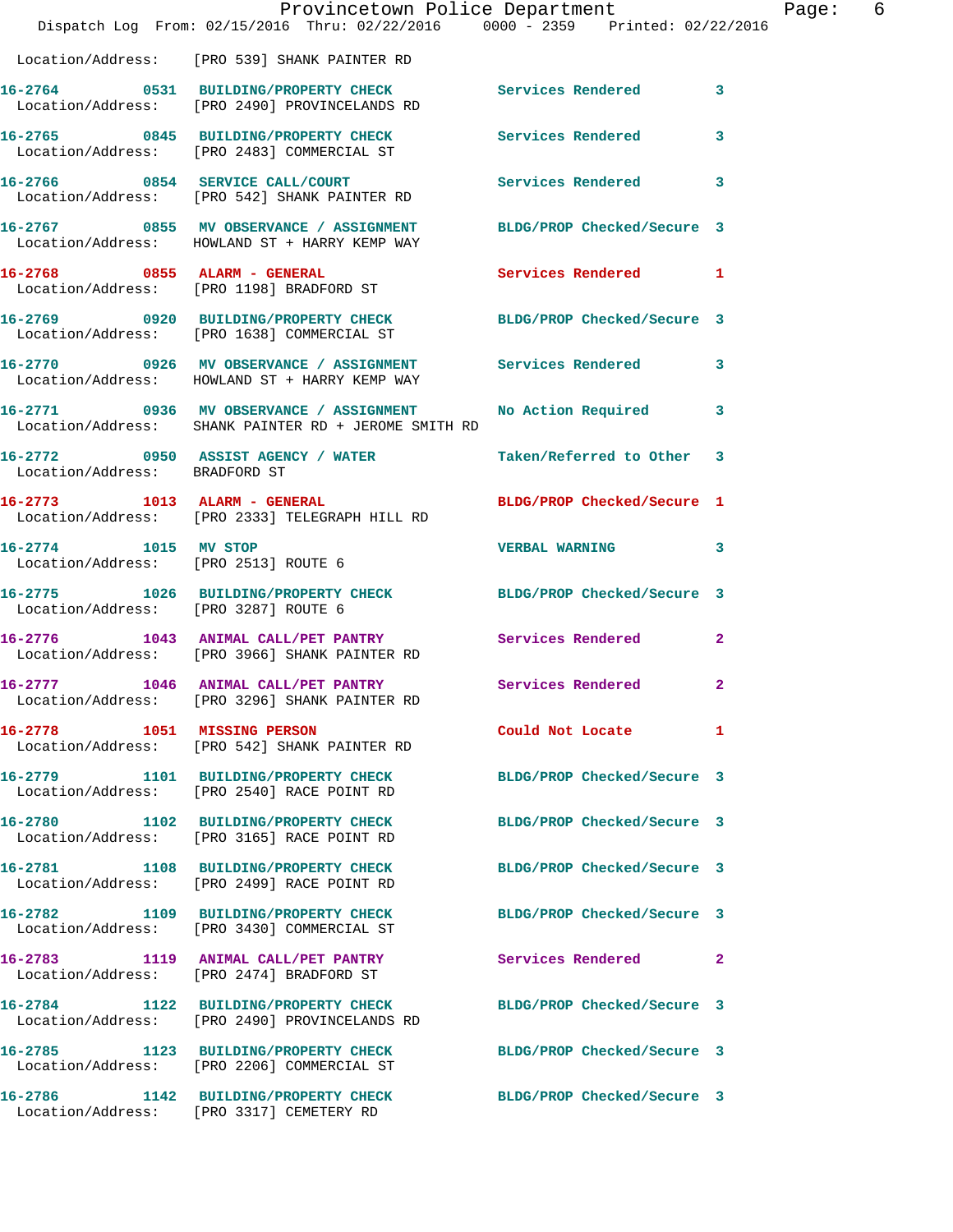Location/Address: [PRO 539] SHANK PAINTER RD

**16-2764** 0531 BUILDING/PROPERTY CHECK Services Rendered 3
Location/Address: [PRO 2490] PROVINCELANDS RD

**16-2765** 0845 BUILDING/PROPERTY CHECK Services Rendered 3
Location/Address: [PRO 2483] COMMERCIAL ST

**16-2766** 0854 SERVICE CALL/COURT Services Rendered 3
Location/Address: [PRO 542] SHANK PAINTER RD

**16-2767** 0855 MV OBSERVANCE / ASSIGNMENT BLDG/PROP Checked/Secure 3
Location/Address: HOWLAND ST + HARRY KEMP WAY

**16-2768** 0855 ALARM - GENERAL Services Rendered 1
Location/Address: [PRO 1198] BRADFORD ST

**16-2769** 0920 BUILDING/PROPERTY CHECK BLDG/PROP Checked/Secure 3
Location/Address: [PRO 1638] COMMERCIAL ST

**16-2770** 0926 MV OBSERVANCE / ASSIGNMENT Services Rendered 3
Location/Address: HOWLAND ST + HARRY KEMP WAY

**16-2771** 0936 MV OBSERVANCE / ASSIGNMENT No Action Required 3
Location/Address: SHANK PAINTER RD + JEROME SMITH RD

**16-2772** 0950 ASSIST AGENCY / WATER Taken/Referred to Other 3
Location/Address: BRADFORD ST

**16-2773** 1013 ALARM - GENERAL BLDG/PROP Checked/Secure 1
Location/Address: [PRO 2333] TELEGRAPH HILL RD

**16-2774** 1015 MV STOP VERBAL WARNING 3
Location/Address: [PRO 2513] ROUTE 6

**16-2775** 1026 BUILDING/PROPERTY CHECK BLDG/PROP Checked/Secure 3
Location/Address: [PRO 3287] ROUTE 6

**16-2776** 1043 ANIMAL CALL/PET PANTRY Services Rendered 2
Location/Address: [PRO 3966] SHANK PAINTER RD

**16-2777** 1046 ANIMAL CALL/PET PANTRY Services Rendered 2
Location/Address: [PRO 3296] SHANK PAINTER RD

**16-2778** 1051 MISSING PERSON Could Not Locate 1
Location/Address: [PRO 542] SHANK PAINTER RD

**16-2779** 1101 BUILDING/PROPERTY CHECK BLDG/PROP Checked/Secure 3
Location/Address: [PRO 2540] RACE POINT RD

**16-2780** 1102 BUILDING/PROPERTY CHECK BLDG/PROP Checked/Secure 3
Location/Address: [PRO 3165] RACE POINT RD

**16-2781** 1108 BUILDING/PROPERTY CHECK BLDG/PROP Checked/Secure 3
Location/Address: [PRO 2499] RACE POINT RD

**16-2782** 1109 BUILDING/PROPERTY CHECK BLDG/PROP Checked/Secure 3
Location/Address: [PRO 3430] COMMERCIAL ST

**16-2783** 1119 ANIMAL CALL/PET PANTRY Services Rendered 2
Location/Address: [PRO 2474] BRADFORD ST

**16-2784** 1122 BUILDING/PROPERTY CHECK BLDG/PROP Checked/Secure 3
Location/Address: [PRO 2490] PROVINCELANDS RD

**16-2785** 1123 BUILDING/PROPERTY CHECK BLDG/PROP Checked/Secure 3
Location/Address: [PRO 2206] COMMERCIAL ST

**16-2786** 1142 BUILDING/PROPERTY CHECK BLDG/PROP Checked/Secure 3
Location/Address: [PRO 3317] CEMETERY RD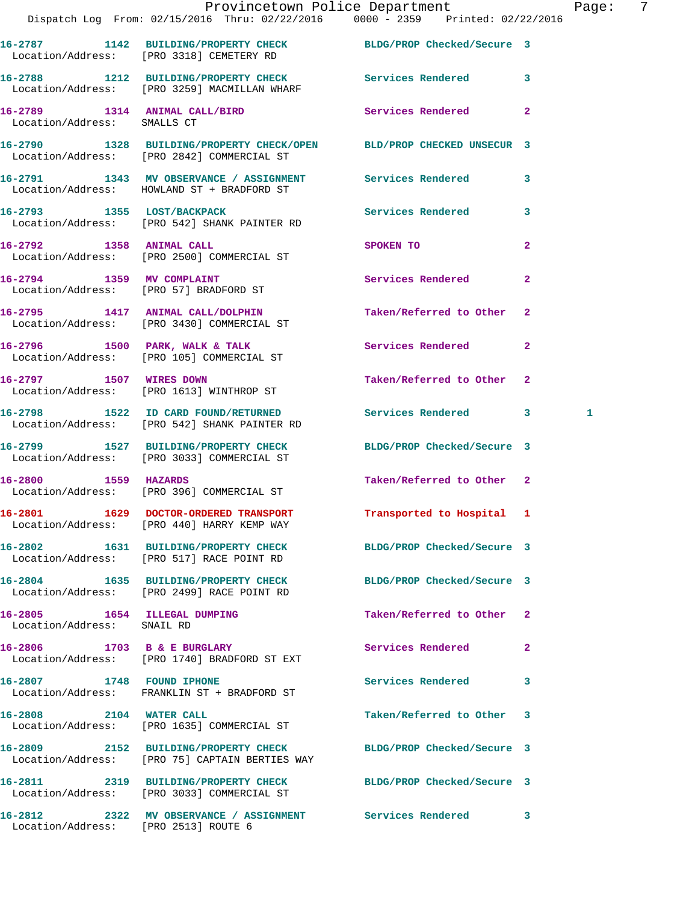16-2787 1142 BUILDING/PROPERTY CHECK BLDG/PROP Checked/Secure 3
Location/Address: [PRO 3318] CEMETERY RD

16-2788 1212 BUILDING/PROPERTY CHECK Services Rendered 3
Location/Address: [PRO 3259] MACMILLAN WHARF

16-2789 1314 ANIMAL CALL/BIRD Services Rendered 2
Location/Address: SMALLS CT

16-2790 1328 BUILDING/PROPERTY CHECK/OPEN BLD/PROP CHECKED UNSECUR 3
Location/Address: [PRO 2842] COMMERCIAL ST

16-2791 1343 MV OBSERVANCE / ASSIGNMENT Services Rendered 3
Location/Address: HOWLAND ST + BRADFORD ST

16-2793 1355 LOST/BACKPACK Services Rendered 3
Location/Address: [PRO 542] SHANK PAINTER RD

16-2792 1358 ANIMAL CALL SPOKEN TO 2
Location/Address: [PRO 2500] COMMERCIAL ST

16-2794 1359 MV COMPLAINT Services Rendered 2
Location/Address: [PRO 57] BRADFORD ST

16-2795 1417 ANIMAL CALL/DOLPHIN Taken/Referred to Other 2
Location/Address: [PRO 3430] COMMERCIAL ST

16-2796 1500 PARK, WALK & TALK Services Rendered 2
Location/Address: [PRO 105] COMMERCIAL ST

16-2797 1507 WIRES DOWN Taken/Referred to Other 2
Location/Address: [PRO 1613] WINTHROP ST

16-2798 1522 ID CARD FOUND/RETURNED Services Rendered 3 1
Location/Address: [PRO 542] SHANK PAINTER RD

16-2799 1527 BUILDING/PROPERTY CHECK BLDG/PROP Checked/Secure 3
Location/Address: [PRO 3033] COMMERCIAL ST

16-2800 1559 HAZARDS Taken/Referred to Other 2
Location/Address: [PRO 396] COMMERCIAL ST

16-2801 1629 DOCTOR-ORDERED TRANSPORT Transported to Hospital 1
Location/Address: [PRO 440] HARRY KEMP WAY

16-2802 1631 BUILDING/PROPERTY CHECK BLDG/PROP Checked/Secure 3
Location/Address: [PRO 517] RACE POINT RD

16-2804 1635 BUILDING/PROPERTY CHECK BLDG/PROP Checked/Secure 3
Location/Address: [PRO 2499] RACE POINT RD

16-2805 1654 ILLEGAL DUMPING Taken/Referred to Other 2
Location/Address: SNAIL RD

16-2806 1703 B & E BURGLARY Services Rendered 2
Location/Address: [PRO 1740] BRADFORD ST EXT

16-2807 1748 FOUND IPHONE Services Rendered 3
Location/Address: FRANKLIN ST + BRADFORD ST

16-2808 2104 WATER CALL Taken/Referred to Other 3
Location/Address: [PRO 1635] COMMERCIAL ST

16-2809 2152 BUILDING/PROPERTY CHECK BLDG/PROP Checked/Secure 3
Location/Address: [PRO 75] CAPTAIN BERTIES WAY

16-2811 2319 BUILDING/PROPERTY CHECK BLDG/PROP Checked/Secure 3
Location/Address: [PRO 3033] COMMERCIAL ST

16-2812 2322 MV OBSERVANCE / ASSIGNMENT Services Rendered 3
Location/Address: [PRO 2513] ROUTE 6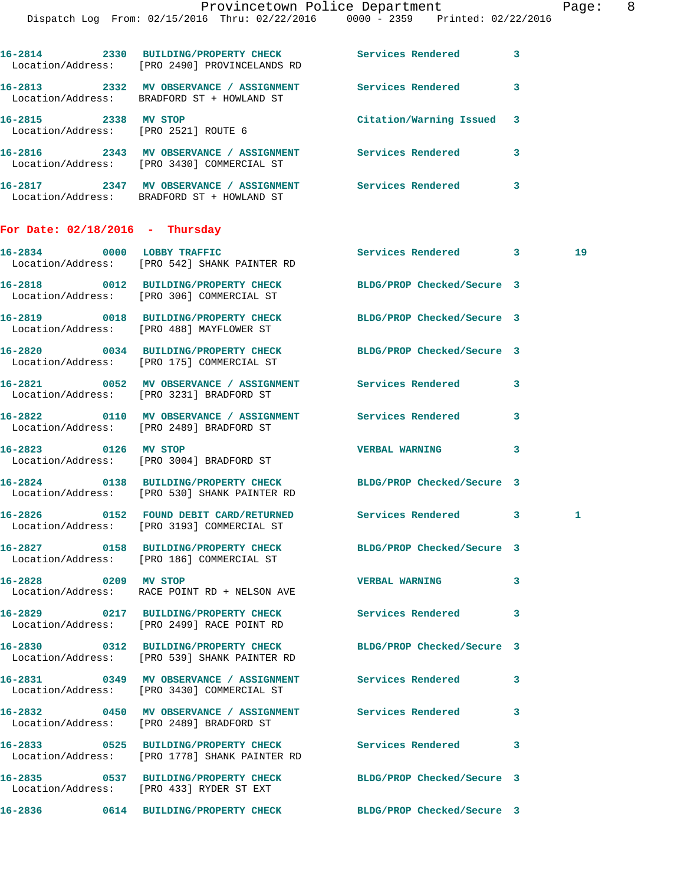16-2814 2330 BUILDING/PROPERTY CHECK Services Rendered 3
Location/Address: [PRO 2490] PROVINCELANDS RD

16-2813 2332 MV OBSERVANCE / ASSIGNMENT Services Rendered 3
Location/Address: BRADFORD ST + HOWLAND ST

16-2815 2338 MV STOP Citation/Warning Issued 3
Location/Address: [PRO 2521] ROUTE 6

16-2816 2343 MV OBSERVANCE / ASSIGNMENT Services Rendered 3
Location/Address: [PRO 3430] COMMERCIAL ST

16-2817 2347 MV OBSERVANCE / ASSIGNMENT Services Rendered 3
Location/Address: BRADFORD ST + HOWLAND ST

## For Date: 02/18/2016 - Thursday

16-2834 0000 LOBBY TRAFFIC Services Rendered 3 19
Location/Address: [PRO 542] SHANK PAINTER RD

16-2818 0012 BUILDING/PROPERTY CHECK BLDG/PROP Checked/Secure 3
Location/Address: [PRO 306] COMMERCIAL ST

16-2819 0018 BUILDING/PROPERTY CHECK BLDG/PROP Checked/Secure 3
Location/Address: [PRO 488] MAYFLOWER ST

16-2820 0034 BUILDING/PROPERTY CHECK BLDG/PROP Checked/Secure 3
Location/Address: [PRO 175] COMMERCIAL ST

16-2821 0052 MV OBSERVANCE / ASSIGNMENT Services Rendered 3
Location/Address: [PRO 3231] BRADFORD ST

16-2822 0110 MV OBSERVANCE / ASSIGNMENT Services Rendered 3
Location/Address: [PRO 2489] BRADFORD ST

16-2823 0126 MV STOP VERBAL WARNING 3
Location/Address: [PRO 3004] BRADFORD ST

16-2824 0138 BUILDING/PROPERTY CHECK BLDG/PROP Checked/Secure 3
Location/Address: [PRO 530] SHANK PAINTER RD

16-2826 0152 FOUND DEBIT CARD/RETURNED Services Rendered 3 1
Location/Address: [PRO 3193] COMMERCIAL ST

16-2827 0158 BUILDING/PROPERTY CHECK BLDG/PROP Checked/Secure 3
Location/Address: [PRO 186] COMMERCIAL ST

16-2828 0209 MV STOP VERBAL WARNING 3
Location/Address: RACE POINT RD + NELSON AVE

16-2829 0217 BUILDING/PROPERTY CHECK Services Rendered 3
Location/Address: [PRO 2499] RACE POINT RD

16-2830 0312 BUILDING/PROPERTY CHECK BLDG/PROP Checked/Secure 3
Location/Address: [PRO 539] SHANK PAINTER RD

16-2831 0349 MV OBSERVANCE / ASSIGNMENT Services Rendered 3
Location/Address: [PRO 3430] COMMERCIAL ST

16-2832 0450 MV OBSERVANCE / ASSIGNMENT Services Rendered 3
Location/Address: [PRO 2489] BRADFORD ST

16-2833 0525 BUILDING/PROPERTY CHECK Services Rendered 3
Location/Address: [PRO 1778] SHANK PAINTER RD

16-2835 0537 BUILDING/PROPERTY CHECK BLDG/PROP Checked/Secure 3
Location/Address: [PRO 433] RYDER ST EXT

16-2836 0614 BUILDING/PROPERTY CHECK BLDG/PROP Checked/Secure 3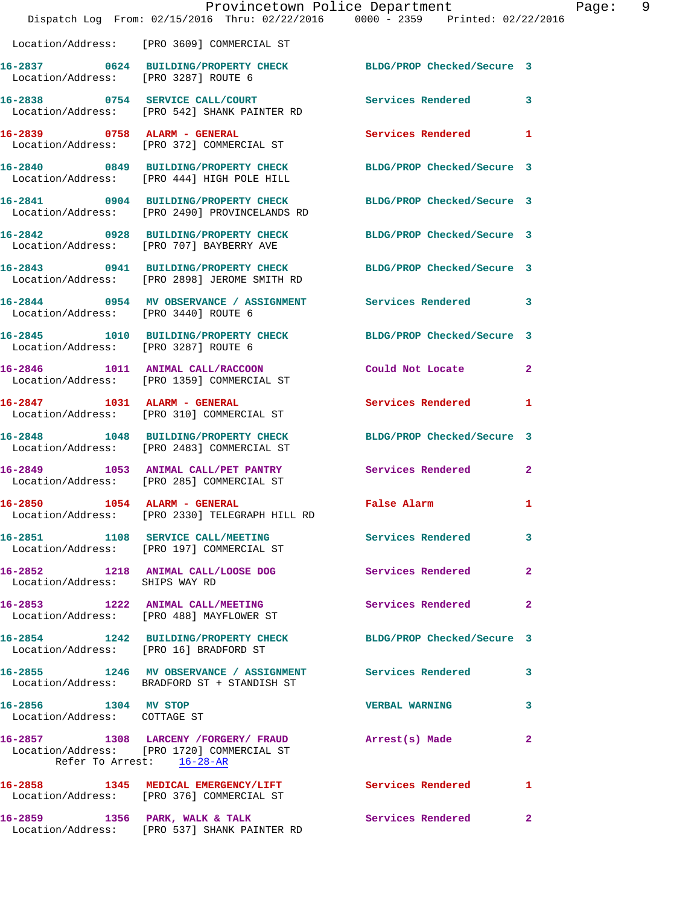Location/Address: [PRO 3609] COMMERCIAL ST

**16-2837** 0624 **BUILDING/PROPERTY CHECK** BLDG/PROP Checked/Secure 3
Location/Address: [PRO 3287] ROUTE 6

**16-2838** 0754 **SERVICE CALL/COURT** Services Rendered 3
Location/Address: [PRO 542] SHANK PAINTER RD

**16-2839** 0758 **ALARM - GENERAL** Services Rendered 1
Location/Address: [PRO 372] COMMERCIAL ST

**16-2840** 0849 **BUILDING/PROPERTY CHECK** BLDG/PROP Checked/Secure 3
Location/Address: [PRO 444] HIGH POLE HILL

**16-2841** 0904 **BUILDING/PROPERTY CHECK** BLDG/PROP Checked/Secure 3
Location/Address: [PRO 2490] PROVINCELANDS RD

**16-2842** 0928 **BUILDING/PROPERTY CHECK** BLDG/PROP Checked/Secure 3
Location/Address: [PRO 707] BAYBERRY AVE

**16-2843** 0941 **BUILDING/PROPERTY CHECK** BLDG/PROP Checked/Secure 3
Location/Address: [PRO 2898] JEROME SMITH RD

**16-2844** 0954 **MV OBSERVANCE / ASSIGNMENT** Services Rendered 3
Location/Address: [PRO 3440] ROUTE 6

**16-2845** 1010 **BUILDING/PROPERTY CHECK** BLDG/PROP Checked/Secure 3
Location/Address: [PRO 3287] ROUTE 6

**16-2846** 1011 **ANIMAL CALL/RACCOON** Could Not Locate 2
Location/Address: [PRO 1359] COMMERCIAL ST

**16-2847** 1031 **ALARM - GENERAL** Services Rendered 1
Location/Address: [PRO 310] COMMERCIAL ST

**16-2848** 1048 **BUILDING/PROPERTY CHECK** BLDG/PROP Checked/Secure 3
Location/Address: [PRO 2483] COMMERCIAL ST

**16-2849** 1053 **ANIMAL CALL/PET PANTRY** Services Rendered 2
Location/Address: [PRO 285] COMMERCIAL ST

**16-2850** 1054 **ALARM - GENERAL** False Alarm 1
Location/Address: [PRO 2330] TELEGRAPH HILL RD

**16-2851** 1108 **SERVICE CALL/MEETING** Services Rendered 3
Location/Address: [PRO 197] COMMERCIAL ST

**16-2852** 1218 **ANIMAL CALL/LOOSE DOG** Services Rendered 2
Location/Address: SHIPS WAY RD

**16-2853** 1222 **ANIMAL CALL/MEETING** Services Rendered 2
Location/Address: [PRO 488] MAYFLOWER ST

**16-2854** 1242 **BUILDING/PROPERTY CHECK** BLDG/PROP Checked/Secure 3
Location/Address: [PRO 16] BRADFORD ST

**16-2855** 1246 **MV OBSERVANCE / ASSIGNMENT** Services Rendered 3
Location/Address: BRADFORD ST + STANDISH ST

**16-2856** 1304 **MV STOP** VERBAL WARNING 3
Location/Address: COTTAGE ST

**16-2857** 1308 **LARCENY /FORGERY/ FRAUD** Arrest(s) Made 2
Location/Address: [PRO 1720] COMMERCIAL ST
Refer To Arrest: 16-28-AR

**16-2858** 1345 **MEDICAL EMERGENCY/LIFT** Services Rendered 1
Location/Address: [PRO 376] COMMERCIAL ST

**16-2859** 1356 **PARK, WALK & TALK** Services Rendered 2
Location/Address: [PRO 537] SHANK PAINTER RD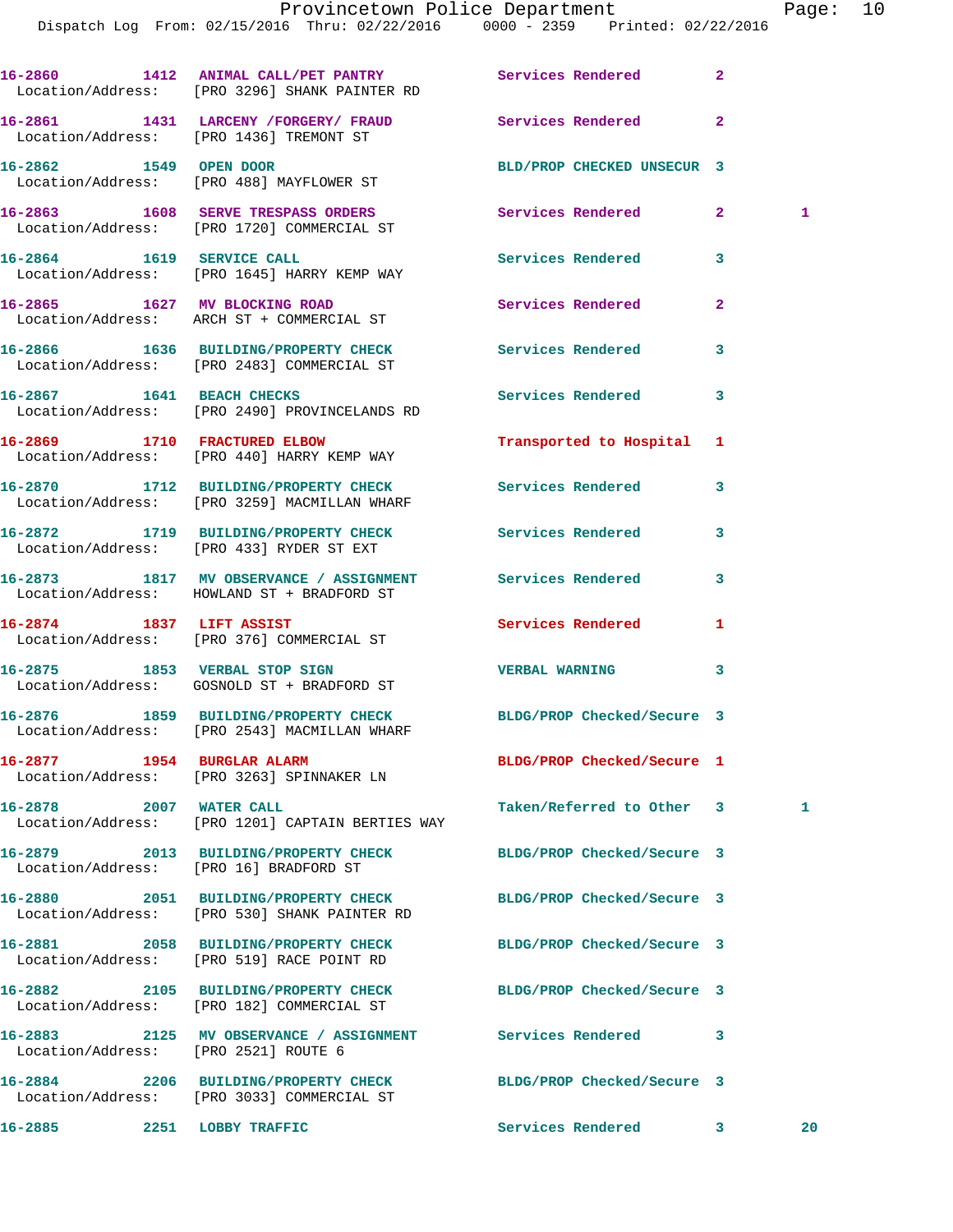| Call # | Time | Call Reason | Action | Priority | |
|---|---|---|---|---|---|
| 16-2860 | 1412 | ANIMAL CALL/PET PANTRY | Services Rendered | 2 | |
| Location/Address: [PRO 3296] SHANK PAINTER RD | | | | | |
| 16-2861 | 1431 | LARCENY /FORGERY/ FRAUD | Services Rendered | 2 | |
| Location/Address: [PRO 1436] TREMONT ST | | | | | |
| 16-2862 | 1549 | OPEN DOOR | BLD/PROP CHECKED UNSECUR | 3 | |
| Location/Address: [PRO 488] MAYFLOWER ST | | | | | |
| 16-2863 | 1608 | SERVE TRESPASS ORDERS | Services Rendered | 2 | 1 |
| Location/Address: [PRO 1720] COMMERCIAL ST | | | | | |
| 16-2864 | 1619 | SERVICE CALL | Services Rendered | 3 | |
| Location/Address: [PRO 1645] HARRY KEMP WAY | | | | | |
| 16-2865 | 1627 | MV BLOCKING ROAD | Services Rendered | 2 | |
| Location/Address: ARCH ST + COMMERCIAL ST | | | | | |
| 16-2866 | 1636 | BUILDING/PROPERTY CHECK | Services Rendered | 3 | |
| Location/Address: [PRO 2483] COMMERCIAL ST | | | | | |
| 16-2867 | 1641 | BEACH CHECKS | Services Rendered | 3 | |
| Location/Address: [PRO 2490] PROVINCELANDS RD | | | | | |
| 16-2869 | 1710 | FRACTURED ELBOW | Transported to Hospital | 1 | |
| Location/Address: [PRO 440] HARRY KEMP WAY | | | | | |
| 16-2870 | 1712 | BUILDING/PROPERTY CHECK | Services Rendered | 3 | |
| Location/Address: [PRO 3259] MACMILLAN WHARF | | | | | |
| 16-2872 | 1719 | BUILDING/PROPERTY CHECK | Services Rendered | 3 | |
| Location/Address: [PRO 433] RYDER ST EXT | | | | | |
| 16-2873 | 1817 | MV OBSERVANCE / ASSIGNMENT | Services Rendered | 3 | |
| Location/Address: HOWLAND ST + BRADFORD ST | | | | | |
| 16-2874 | 1837 | LIFT ASSIST | Services Rendered | 1 | |
| Location/Address: [PRO 376] COMMERCIAL ST | | | | | |
| 16-2875 | 1853 | VERBAL STOP SIGN | VERBAL WARNING | 3 | |
| Location/Address: GOSNOLD ST + BRADFORD ST | | | | | |
| 16-2876 | 1859 | BUILDING/PROPERTY CHECK | BLDG/PROP Checked/Secure | 3 | |
| Location/Address: [PRO 2543] MACMILLAN WHARF | | | | | |
| 16-2877 | 1954 | BURGLAR ALARM | BLDG/PROP Checked/Secure | 1 | |
| Location/Address: [PRO 3263] SPINNAKER LN | | | | | |
| 16-2878 | 2007 | WATER CALL | Taken/Referred to Other | 3 | 1 |
| Location/Address: [PRO 1201] CAPTAIN BERTIES WAY | | | | | |
| 16-2879 | 2013 | BUILDING/PROPERTY CHECK | BLDG/PROP Checked/Secure | 3 | |
| Location/Address: [PRO 16] BRADFORD ST | | | | | |
| 16-2880 | 2051 | BUILDING/PROPERTY CHECK | BLDG/PROP Checked/Secure | 3 | |
| Location/Address: [PRO 530] SHANK PAINTER RD | | | | | |
| 16-2881 | 2058 | BUILDING/PROPERTY CHECK | BLDG/PROP Checked/Secure | 3 | |
| Location/Address: [PRO 519] RACE POINT RD | | | | | |
| 16-2882 | 2105 | BUILDING/PROPERTY CHECK | BLDG/PROP Checked/Secure | 3 | |
| Location/Address: [PRO 182] COMMERCIAL ST | | | | | |
| 16-2883 | 2125 | MV OBSERVANCE / ASSIGNMENT | Services Rendered | 3 | |
| Location/Address: [PRO 2521] ROUTE 6 | | | | | |
| 16-2884 | 2206 | BUILDING/PROPERTY CHECK | BLDG/PROP Checked/Secure | 3 | |
| Location/Address: [PRO 3033] COMMERCIAL ST | | | | | |
| 16-2885 | 2251 | LOBBY TRAFFIC | Services Rendered | 3 | 20 |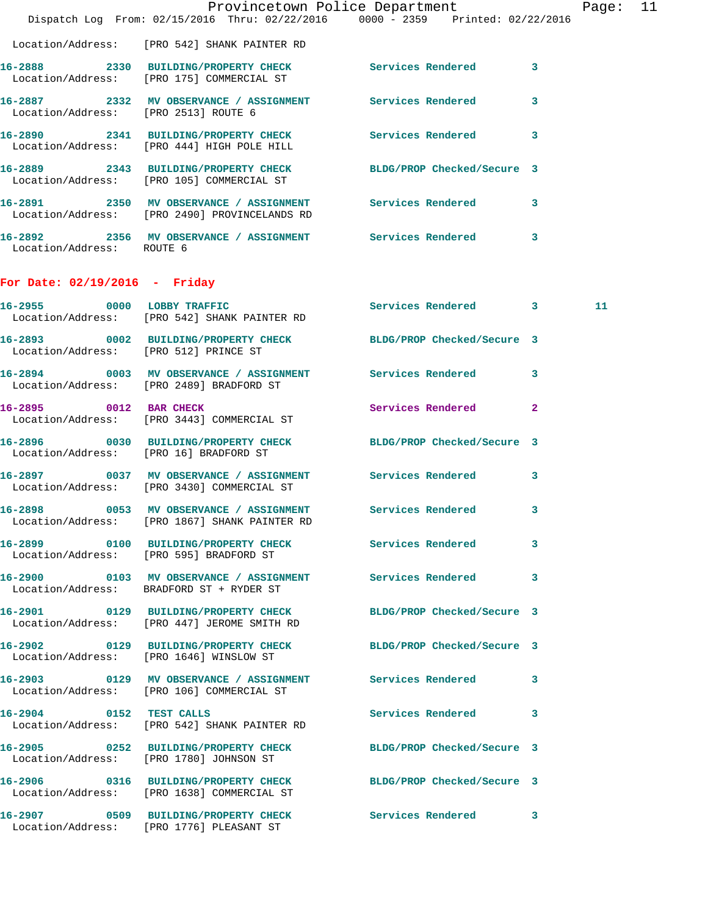Location/Address: [PRO 542] SHANK PAINTER RD

16-2888 2330 BUILDING/PROPERTY CHECK Services Rendered 3
Location/Address: [PRO 175] COMMERCIAL ST

16-2887 2332 MV OBSERVANCE / ASSIGNMENT Services Rendered 3
Location/Address: [PRO 2513] ROUTE 6

16-2890 2341 BUILDING/PROPERTY CHECK Services Rendered 3
Location/Address: [PRO 444] HIGH POLE HILL

16-2889 2343 BUILDING/PROPERTY CHECK BLDG/PROP Checked/Secure 3
Location/Address: [PRO 105] COMMERCIAL ST

16-2891 2350 MV OBSERVANCE / ASSIGNMENT Services Rendered 3
Location/Address: [PRO 2490] PROVINCELANDS RD

16-2892 2356 MV OBSERVANCE / ASSIGNMENT Services Rendered 3
Location/Address: ROUTE 6

## For Date: 02/19/2016 - Friday

16-2955 0000 LOBBY TRAFFIC Services Rendered 3 11
Location/Address: [PRO 542] SHANK PAINTER RD

16-2893 0002 BUILDING/PROPERTY CHECK BLDG/PROP Checked/Secure 3
Location/Address: [PRO 512] PRINCE ST

16-2894 0003 MV OBSERVANCE / ASSIGNMENT Services Rendered 3
Location/Address: [PRO 2489] BRADFORD ST

16-2895 0012 BAR CHECK Services Rendered 2
Location/Address: [PRO 3443] COMMERCIAL ST

16-2896 0030 BUILDING/PROPERTY CHECK BLDG/PROP Checked/Secure 3
Location/Address: [PRO 16] BRADFORD ST

16-2897 0037 MV OBSERVANCE / ASSIGNMENT Services Rendered 3
Location/Address: [PRO 3430] COMMERCIAL ST

16-2898 0053 MV OBSERVANCE / ASSIGNMENT Services Rendered 3
Location/Address: [PRO 1867] SHANK PAINTER RD

16-2899 0100 BUILDING/PROPERTY CHECK Services Rendered 3
Location/Address: [PRO 595] BRADFORD ST

16-2900 0103 MV OBSERVANCE / ASSIGNMENT Services Rendered 3
Location/Address: BRADFORD ST + RYDER ST

16-2901 0129 BUILDING/PROPERTY CHECK BLDG/PROP Checked/Secure 3
Location/Address: [PRO 447] JEROME SMITH RD

16-2902 0129 BUILDING/PROPERTY CHECK BLDG/PROP Checked/Secure 3
Location/Address: [PRO 1646] WINSLOW ST

16-2903 0129 MV OBSERVANCE / ASSIGNMENT Services Rendered 3
Location/Address: [PRO 106] COMMERCIAL ST

16-2904 0152 TEST CALLS Services Rendered 3
Location/Address: [PRO 542] SHANK PAINTER RD

16-2905 0252 BUILDING/PROPERTY CHECK BLDG/PROP Checked/Secure 3
Location/Address: [PRO 1780] JOHNSON ST

16-2906 0316 BUILDING/PROPERTY CHECK BLDG/PROP Checked/Secure 3
Location/Address: [PRO 1638] COMMERCIAL ST

16-2907 0509 BUILDING/PROPERTY CHECK Services Rendered 3
Location/Address: [PRO 1776] PLEASANT ST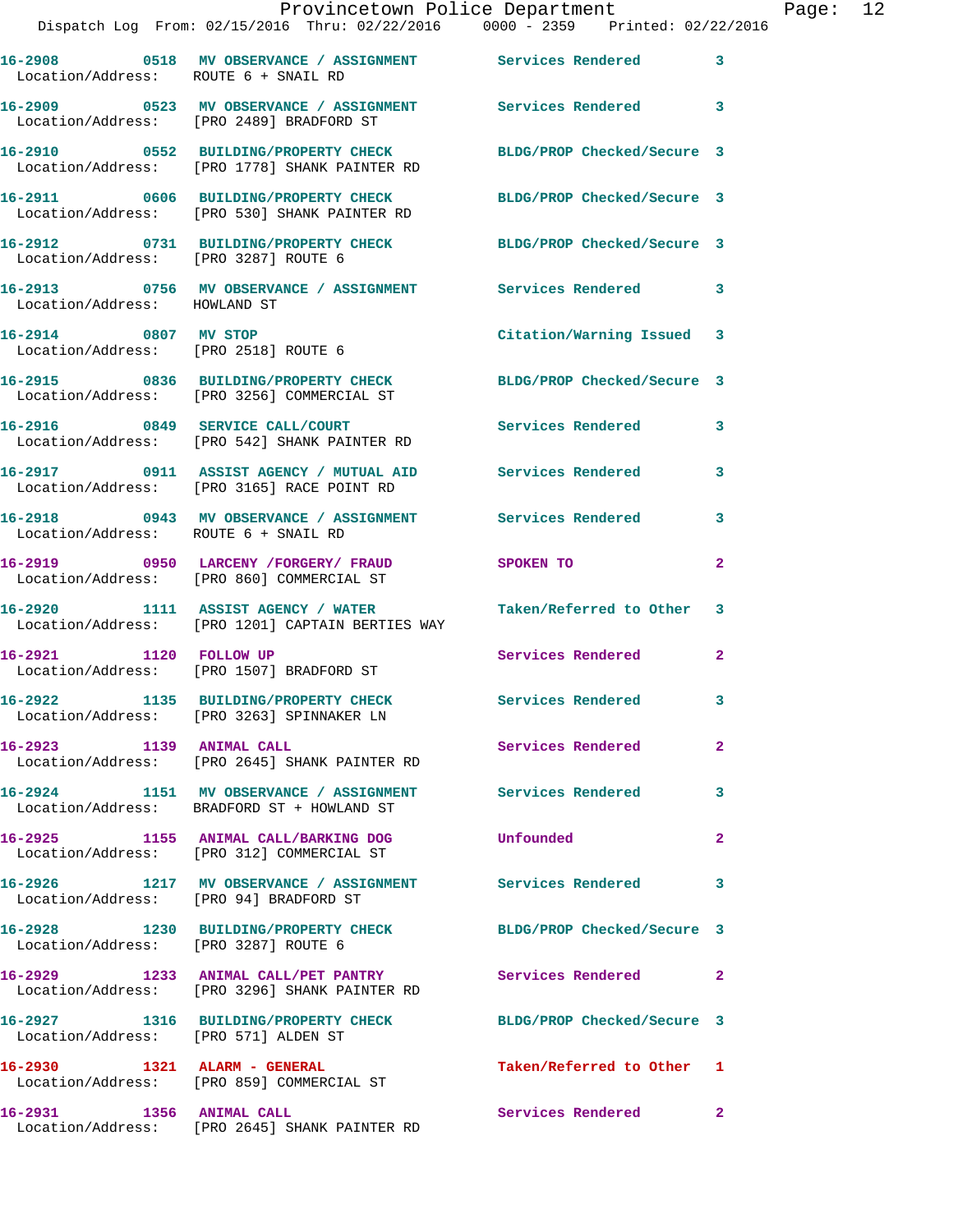16-2908 0518 MV OBSERVANCE / ASSIGNMENT Services Rendered 3
Location/Address: ROUTE 6 + SNAIL RD

16-2909 0523 MV OBSERVANCE / ASSIGNMENT Services Rendered 3
Location/Address: [PRO 2489] BRADFORD ST

16-2910 0552 BUILDING/PROPERTY CHECK BLDG/PROP Checked/Secure 3
Location/Address: [PRO 1778] SHANK PAINTER RD

16-2911 0606 BUILDING/PROPERTY CHECK BLDG/PROP Checked/Secure 3
Location/Address: [PRO 530] SHANK PAINTER RD

16-2912 0731 BUILDING/PROPERTY CHECK BLDG/PROP Checked/Secure 3
Location/Address: [PRO 3287] ROUTE 6

16-2913 0756 MV OBSERVANCE / ASSIGNMENT Services Rendered 3
Location/Address: HOWLAND ST

16-2914 0807 MV STOP Citation/Warning Issued 3
Location/Address: [PRO 2518] ROUTE 6

16-2915 0836 BUILDING/PROPERTY CHECK BLDG/PROP Checked/Secure 3
Location/Address: [PRO 3256] COMMERCIAL ST

16-2916 0849 SERVICE CALL/COURT Services Rendered 3
Location/Address: [PRO 542] SHANK PAINTER RD

16-2917 0911 ASSIST AGENCY / MUTUAL AID Services Rendered 3
Location/Address: [PRO 3165] RACE POINT RD

16-2918 0943 MV OBSERVANCE / ASSIGNMENT Services Rendered 3
Location/Address: ROUTE 6 + SNAIL RD

16-2919 0950 LARCENY /FORGERY/ FRAUD SPOKEN TO 2
Location/Address: [PRO 860] COMMERCIAL ST

16-2920 1111 ASSIST AGENCY / WATER Taken/Referred to Other 3
Location/Address: [PRO 1201] CAPTAIN BERTIES WAY

16-2921 1120 FOLLOW UP Services Rendered 2
Location/Address: [PRO 1507] BRADFORD ST

16-2922 1135 BUILDING/PROPERTY CHECK Services Rendered 3
Location/Address: [PRO 3263] SPINNAKER LN

16-2923 1139 ANIMAL CALL Services Rendered 2
Location/Address: [PRO 2645] SHANK PAINTER RD

16-2924 1151 MV OBSERVANCE / ASSIGNMENT Services Rendered 3
Location/Address: BRADFORD ST + HOWLAND ST

16-2925 1155 ANIMAL CALL/BARKING DOG Unfounded 2
Location/Address: [PRO 312] COMMERCIAL ST

16-2926 1217 MV OBSERVANCE / ASSIGNMENT Services Rendered 3
Location/Address: [PRO 94] BRADFORD ST

16-2928 1230 BUILDING/PROPERTY CHECK BLDG/PROP Checked/Secure 3
Location/Address: [PRO 3287] ROUTE 6

16-2929 1233 ANIMAL CALL/PET PANTRY Services Rendered 2
Location/Address: [PRO 3296] SHANK PAINTER RD

16-2927 1316 BUILDING/PROPERTY CHECK BLDG/PROP Checked/Secure 3
Location/Address: [PRO 571] ALDEN ST

16-2930 1321 ALARM - GENERAL Taken/Referred to Other 1
Location/Address: [PRO 859] COMMERCIAL ST

16-2931 1356 ANIMAL CALL Services Rendered 2
Location/Address: [PRO 2645] SHANK PAINTER RD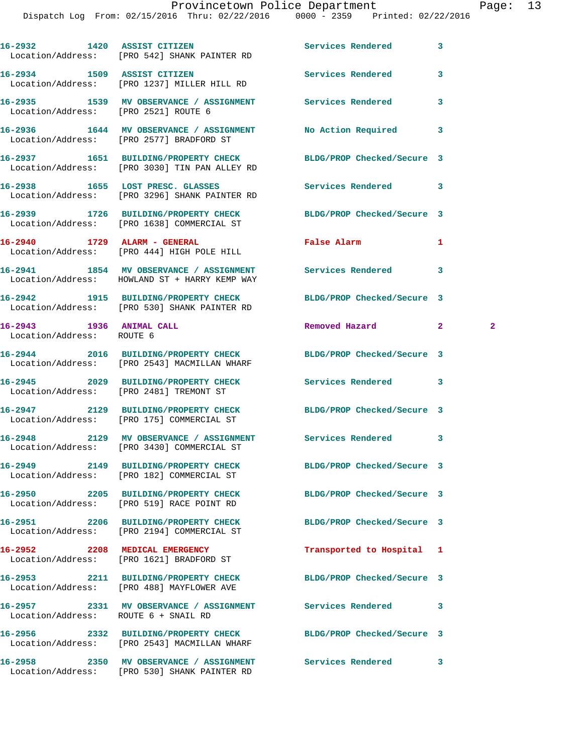16-2932 1420 ASSIST CITIZEN Services Rendered 3
Location/Address: [PRO 542] SHANK PAINTER RD

16-2934 1509 ASSIST CITIZEN Services Rendered 3
Location/Address: [PRO 1237] MILLER HILL RD

16-2935 1539 MV OBSERVANCE / ASSIGNMENT Services Rendered 3
Location/Address: [PRO 2521] ROUTE 6

16-2936 1644 MV OBSERVANCE / ASSIGNMENT No Action Required 3
Location/Address: [PRO 2577] BRADFORD ST

16-2937 1651 BUILDING/PROPERTY CHECK BLDG/PROP Checked/Secure 3
Location/Address: [PRO 3030] TIN PAN ALLEY RD

16-2938 1655 LOST PRESC. GLASSES Services Rendered 3
Location/Address: [PRO 3296] SHANK PAINTER RD

16-2939 1726 BUILDING/PROPERTY CHECK BLDG/PROP Checked/Secure 3
Location/Address: [PRO 1638] COMMERCIAL ST

16-2940 1729 ALARM - GENERAL False Alarm 1
Location/Address: [PRO 444] HIGH POLE HILL

16-2941 1854 MV OBSERVANCE / ASSIGNMENT Services Rendered 3
Location/Address: HOWLAND ST + HARRY KEMP WAY

16-2942 1915 BUILDING/PROPERTY CHECK BLDG/PROP Checked/Secure 3
Location/Address: [PRO 530] SHANK PAINTER RD

16-2943 1936 ANIMAL CALL Removed Hazard 2 2
Location/Address: ROUTE 6

16-2944 2016 BUILDING/PROPERTY CHECK BLDG/PROP Checked/Secure 3
Location/Address: [PRO 2543] MACMILLAN WHARF

16-2945 2029 BUILDING/PROPERTY CHECK Services Rendered 3
Location/Address: [PRO 2481] TREMONT ST

16-2947 2129 BUILDING/PROPERTY CHECK BLDG/PROP Checked/Secure 3
Location/Address: [PRO 175] COMMERCIAL ST

16-2948 2129 MV OBSERVANCE / ASSIGNMENT Services Rendered 3
Location/Address: [PRO 3430] COMMERCIAL ST

16-2949 2149 BUILDING/PROPERTY CHECK BLDG/PROP Checked/Secure 3
Location/Address: [PRO 182] COMMERCIAL ST

16-2950 2205 BUILDING/PROPERTY CHECK BLDG/PROP Checked/Secure 3
Location/Address: [PRO 519] RACE POINT RD

16-2951 2206 BUILDING/PROPERTY CHECK BLDG/PROP Checked/Secure 3
Location/Address: [PRO 2194] COMMERCIAL ST

16-2952 2208 MEDICAL EMERGENCY Transported to Hospital 1
Location/Address: [PRO 1621] BRADFORD ST

16-2953 2211 BUILDING/PROPERTY CHECK BLDG/PROP Checked/Secure 3
Location/Address: [PRO 488] MAYFLOWER AVE

16-2957 2331 MV OBSERVANCE / ASSIGNMENT Services Rendered 3
Location/Address: ROUTE 6 + SNAIL RD

16-2956 2332 BUILDING/PROPERTY CHECK BLDG/PROP Checked/Secure 3
Location/Address: [PRO 2543] MACMILLAN WHARF

16-2958 2350 MV OBSERVANCE / ASSIGNMENT Services Rendered 3
Location/Address: [PRO 530] SHANK PAINTER RD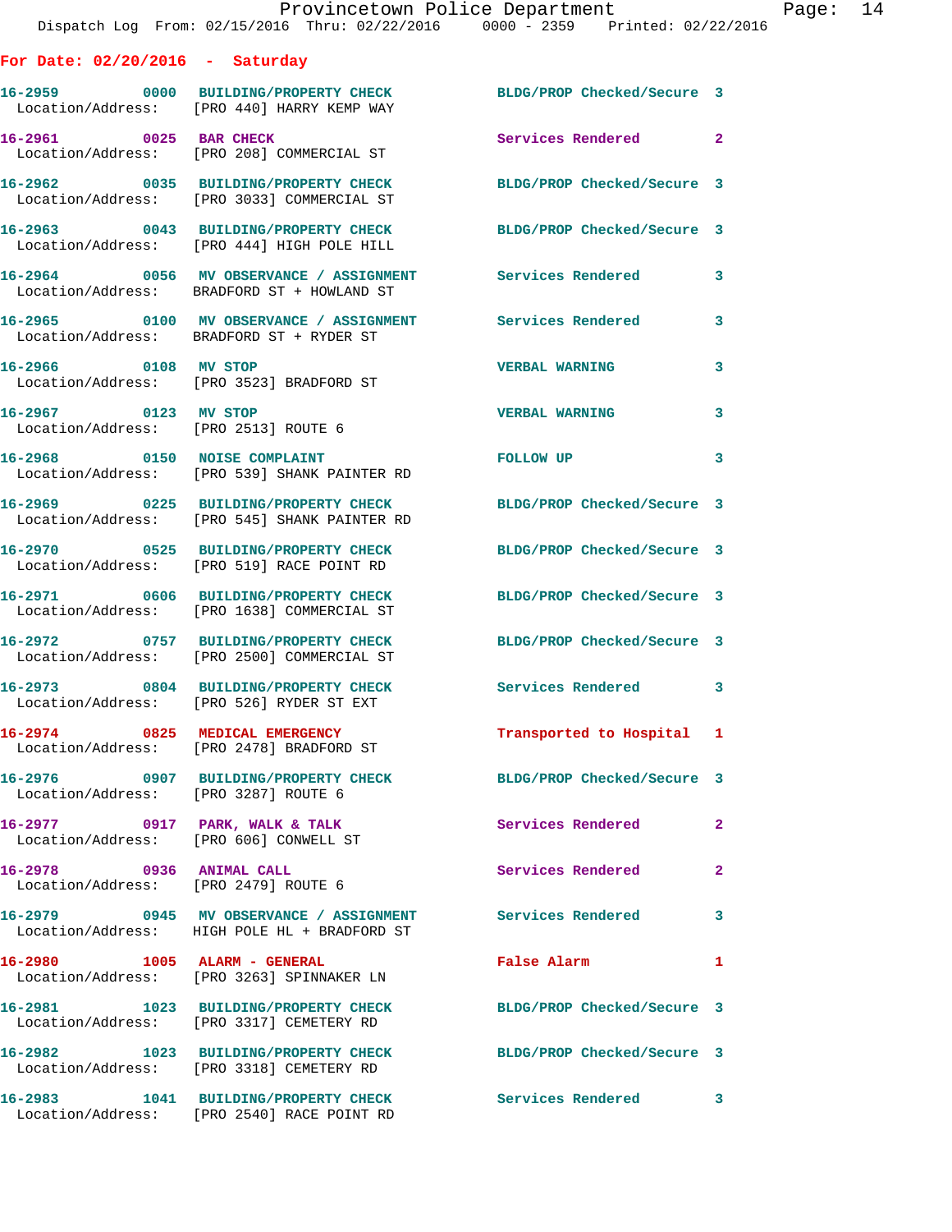## For Date: 02/20/2016 - Saturday

| Call # | Time | Call Type | Location/Address | Disposition | Priority |
|---|---|---|---|---|---|
| 16-2959 | 0000 | BUILDING/PROPERTY CHECK | [PRO 440] HARRY KEMP WAY | BLDG/PROP Checked/Secure | 3 |
| 16-2961 | 0025 | BAR CHECK | [PRO 208] COMMERCIAL ST | Services Rendered | 2 |
| 16-2962 | 0035 | BUILDING/PROPERTY CHECK | [PRO 3033] COMMERCIAL ST | BLDG/PROP Checked/Secure | 3 |
| 16-2963 | 0043 | BUILDING/PROPERTY CHECK | [PRO 444] HIGH POLE HILL | BLDG/PROP Checked/Secure | 3 |
| 16-2964 | 0056 | MV OBSERVANCE / ASSIGNMENT | BRADFORD ST + HOWLAND ST | Services Rendered | 3 |
| 16-2965 | 0100 | MV OBSERVANCE / ASSIGNMENT | BRADFORD ST + RYDER ST | Services Rendered | 3 |
| 16-2966 | 0108 | MV STOP | [PRO 3523] BRADFORD ST | VERBAL WARNING | 3 |
| 16-2967 | 0123 | MV STOP | [PRO 2513] ROUTE 6 | VERBAL WARNING | 3 |
| 16-2968 | 0150 | NOISE COMPLAINT | [PRO 539] SHANK PAINTER RD | FOLLOW UP | 3 |
| 16-2969 | 0225 | BUILDING/PROPERTY CHECK | [PRO 545] SHANK PAINTER RD | BLDG/PROP Checked/Secure | 3 |
| 16-2970 | 0525 | BUILDING/PROPERTY CHECK | [PRO 519] RACE POINT RD | BLDG/PROP Checked/Secure | 3 |
| 16-2971 | 0606 | BUILDING/PROPERTY CHECK | [PRO 1638] COMMERCIAL ST | BLDG/PROP Checked/Secure | 3 |
| 16-2972 | 0757 | BUILDING/PROPERTY CHECK | [PRO 2500] COMMERCIAL ST | BLDG/PROP Checked/Secure | 3 |
| 16-2973 | 0804 | BUILDING/PROPERTY CHECK | [PRO 526] RYDER ST EXT | Services Rendered | 3 |
| 16-2974 | 0825 | MEDICAL EMERGENCY | [PRO 2478] BRADFORD ST | Transported to Hospital | 1 |
| 16-2976 | 0907 | BUILDING/PROPERTY CHECK | [PRO 3287] ROUTE 6 | BLDG/PROP Checked/Secure | 3 |
| 16-2977 | 0917 | PARK, WALK & TALK | [PRO 606] CONWELL ST | Services Rendered | 2 |
| 16-2978 | 0936 | ANIMAL CALL | [PRO 2479] ROUTE 6 | Services Rendered | 2 |
| 16-2979 | 0945 | MV OBSERVANCE / ASSIGNMENT | HIGH POLE HL + BRADFORD ST | Services Rendered | 3 |
| 16-2980 | 1005 | ALARM - GENERAL | [PRO 3263] SPINNAKER LN | False Alarm | 1 |
| 16-2981 | 1023 | BUILDING/PROPERTY CHECK | [PRO 3317] CEMETERY RD | BLDG/PROP Checked/Secure | 3 |
| 16-2982 | 1023 | BUILDING/PROPERTY CHECK | [PRO 3318] CEMETERY RD | BLDG/PROP Checked/Secure | 3 |
| 16-2983 | 1041 | BUILDING/PROPERTY CHECK | [PRO 2540] RACE POINT RD | Services Rendered | 3 |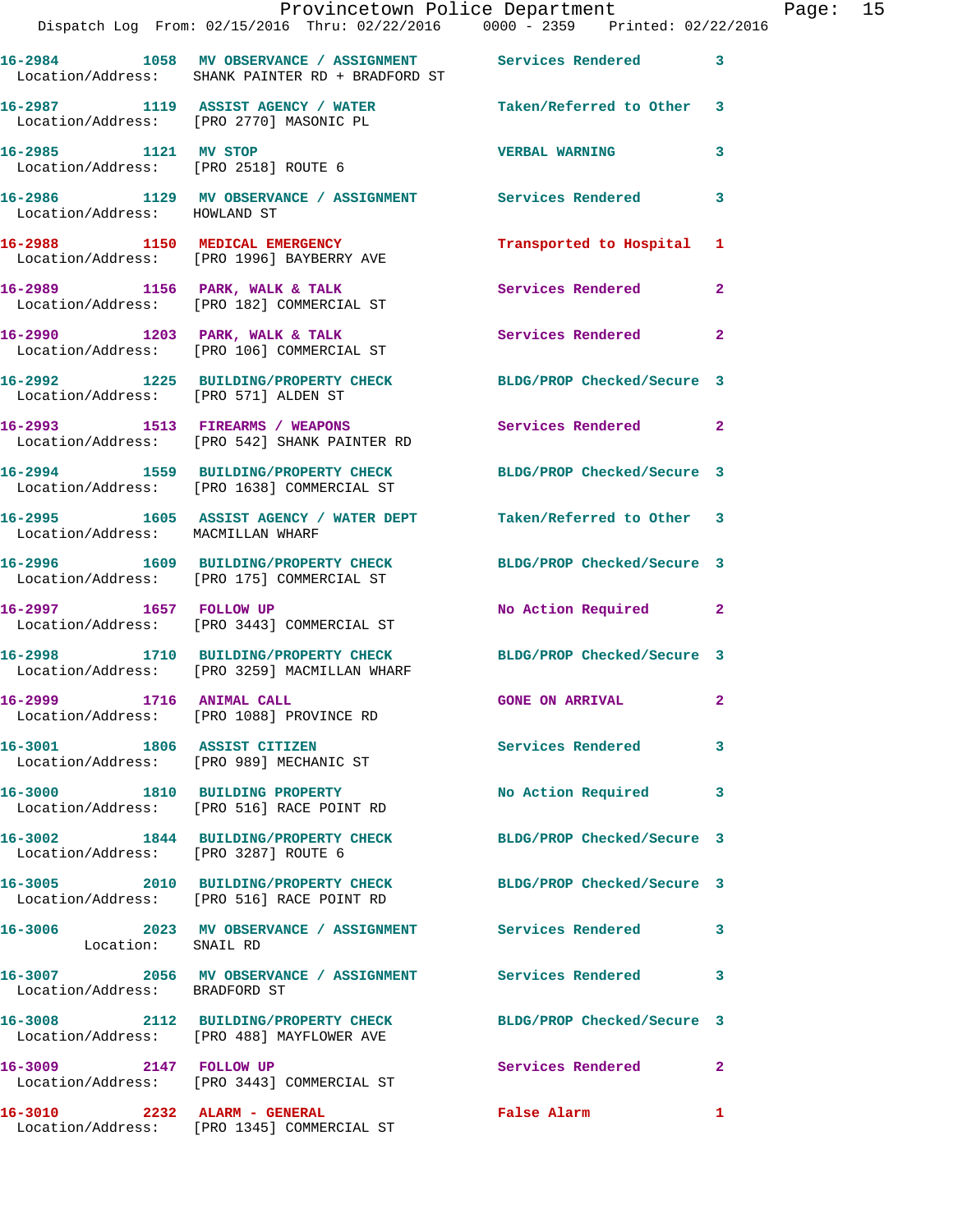16-2984 1058 MV OBSERVANCE / ASSIGNMENT Services Rendered 3
Location/Address: SHANK PAINTER RD + BRADFORD ST

16-2987 1119 ASSIST AGENCY / WATER Taken/Referred to Other 3
Location/Address: [PRO 2770] MASONIC PL

16-2985 1121 MV STOP VERBAL WARNING 3
Location/Address: [PRO 2518] ROUTE 6

16-2986 1129 MV OBSERVANCE / ASSIGNMENT Services Rendered 3
Location/Address: HOWLAND ST

16-2988 1150 MEDICAL EMERGENCY Transported to Hospital 1
Location/Address: [PRO 1996] BAYBERRY AVE

16-2989 1156 PARK, WALK & TALK Services Rendered 2
Location/Address: [PRO 182] COMMERCIAL ST

16-2990 1203 PARK, WALK & TALK Services Rendered 2
Location/Address: [PRO 106] COMMERCIAL ST

16-2992 1225 BUILDING/PROPERTY CHECK BLDG/PROP Checked/Secure 3
Location/Address: [PRO 571] ALDEN ST

16-2993 1513 FIREARMS / WEAPONS Services Rendered 2
Location/Address: [PRO 542] SHANK PAINTER RD

16-2994 1559 BUILDING/PROPERTY CHECK BLDG/PROP Checked/Secure 3
Location/Address: [PRO 1638] COMMERCIAL ST

16-2995 1605 ASSIST AGENCY / WATER DEPT Taken/Referred to Other 3
Location/Address: MACMILLAN WHARF

16-2996 1609 BUILDING/PROPERTY CHECK BLDG/PROP Checked/Secure 3
Location/Address: [PRO 175] COMMERCIAL ST

16-2997 1657 FOLLOW UP No Action Required 2
Location/Address: [PRO 3443] COMMERCIAL ST

16-2998 1710 BUILDING/PROPERTY CHECK BLDG/PROP Checked/Secure 3
Location/Address: [PRO 3259] MACMILLAN WHARF

16-2999 1716 ANIMAL CALL GONE ON ARRIVAL 2
Location/Address: [PRO 1088] PROVINCE RD

16-3001 1806 ASSIST CITIZEN Services Rendered 3
Location/Address: [PRO 989] MECHANIC ST

16-3000 1810 BUILDING PROPERTY No Action Required 3
Location/Address: [PRO 516] RACE POINT RD

16-3002 1844 BUILDING/PROPERTY CHECK BLDG/PROP Checked/Secure 3
Location/Address: [PRO 3287] ROUTE 6

16-3005 2010 BUILDING/PROPERTY CHECK BLDG/PROP Checked/Secure 3
Location/Address: [PRO 516] RACE POINT RD

16-3006 2023 MV OBSERVANCE / ASSIGNMENT Services Rendered 3
Location: SNAIL RD

16-3007 2056 MV OBSERVANCE / ASSIGNMENT Services Rendered 3
Location/Address: BRADFORD ST

16-3008 2112 BUILDING/PROPERTY CHECK BLDG/PROP Checked/Secure 3
Location/Address: [PRO 488] MAYFLOWER AVE

16-3009 2147 FOLLOW UP Services Rendered 2
Location/Address: [PRO 3443] COMMERCIAL ST

16-3010 2232 ALARM - GENERAL False Alarm 1
Location/Address: [PRO 1345] COMMERCIAL ST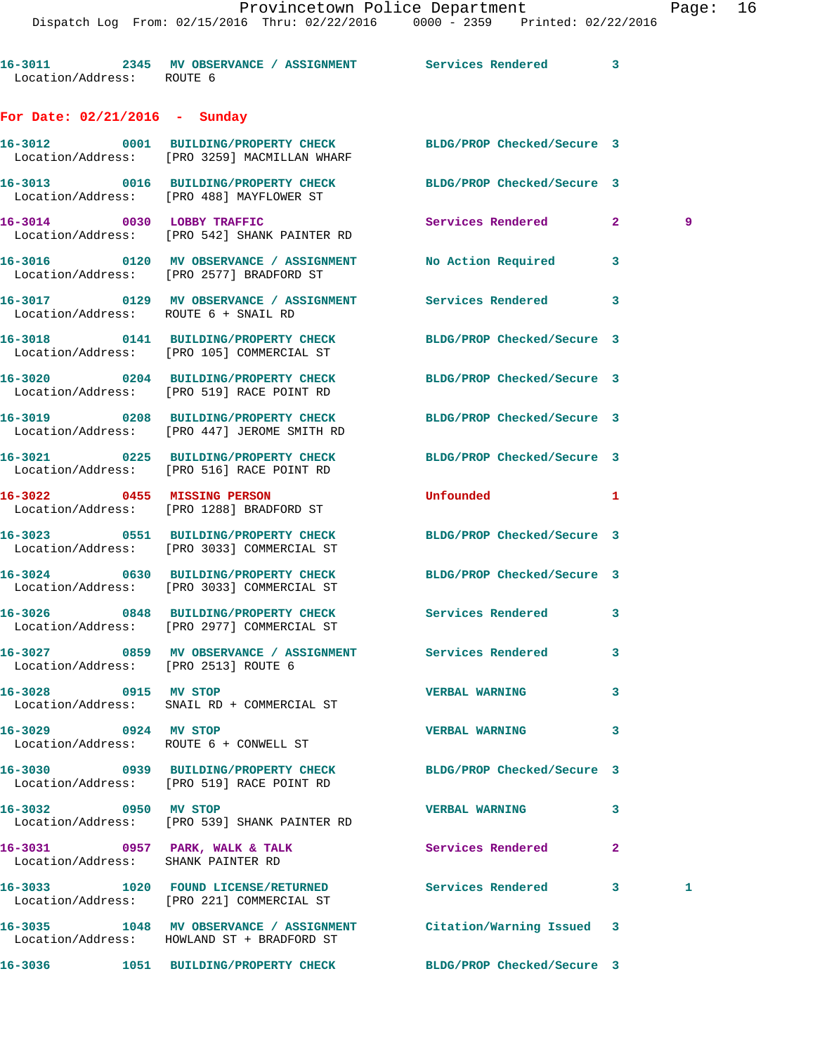16-3011 2345 MV OBSERVANCE / ASSIGNMENT Services Rendered 3
Location/Address: ROUTE 6

**For Date: 02/21/2016 - Sunday**

16-3012 0001 BUILDING/PROPERTY CHECK BLDG/PROP Checked/Secure 3
Location/Address: [PRO 3259] MACMILLAN WHARF

16-3013 0016 BUILDING/PROPERTY CHECK BLDG/PROP Checked/Secure 3
Location/Address: [PRO 488] MAYFLOWER ST

16-3014 0030 LOBBY TRAFFIC Services Rendered 2 9
Location/Address: [PRO 542] SHANK PAINTER RD

16-3016 0120 MV OBSERVANCE / ASSIGNMENT No Action Required 3
Location/Address: [PRO 2577] BRADFORD ST

16-3017 0129 MV OBSERVANCE / ASSIGNMENT Services Rendered 3
Location/Address: ROUTE 6 + SNAIL RD

16-3018 0141 BUILDING/PROPERTY CHECK BLDG/PROP Checked/Secure 3
Location/Address: [PRO 105] COMMERCIAL ST

16-3020 0204 BUILDING/PROPERTY CHECK BLDG/PROP Checked/Secure 3
Location/Address: [PRO 519] RACE POINT RD

16-3019 0208 BUILDING/PROPERTY CHECK BLDG/PROP Checked/Secure 3
Location/Address: [PRO 447] JEROME SMITH RD

16-3021 0225 BUILDING/PROPERTY CHECK BLDG/PROP Checked/Secure 3
Location/Address: [PRO 516] RACE POINT RD

16-3022 0455 MISSING PERSON Unfounded 1
Location/Address: [PRO 1288] BRADFORD ST

16-3023 0551 BUILDING/PROPERTY CHECK BLDG/PROP Checked/Secure 3
Location/Address: [PRO 3033] COMMERCIAL ST

16-3024 0630 BUILDING/PROPERTY CHECK BLDG/PROP Checked/Secure 3
Location/Address: [PRO 3033] COMMERCIAL ST

16-3026 0848 BUILDING/PROPERTY CHECK Services Rendered 3
Location/Address: [PRO 2977] COMMERCIAL ST

16-3027 0859 MV OBSERVANCE / ASSIGNMENT Services Rendered 3
Location/Address: [PRO 2513] ROUTE 6

16-3028 0915 MV STOP VERBAL WARNING 3
Location/Address: SNAIL RD + COMMERCIAL ST

16-3029 0924 MV STOP VERBAL WARNING 3
Location/Address: ROUTE 6 + CONWELL ST

16-3030 0939 BUILDING/PROPERTY CHECK BLDG/PROP Checked/Secure 3
Location/Address: [PRO 519] RACE POINT RD

16-3032 0950 MV STOP VERBAL WARNING 3
Location/Address: [PRO 539] SHANK PAINTER RD

16-3031 0957 PARK, WALK & TALK Services Rendered 2
Location/Address: SHANK PAINTER RD

16-3033 1020 FOUND LICENSE/RETURNED Services Rendered 3 1
Location/Address: [PRO 221] COMMERCIAL ST

16-3035 1048 MV OBSERVANCE / ASSIGNMENT Citation/Warning Issued 3
Location/Address: HOWLAND ST + BRADFORD ST

16-3036 1051 BUILDING/PROPERTY CHECK BLDG/PROP Checked/Secure 3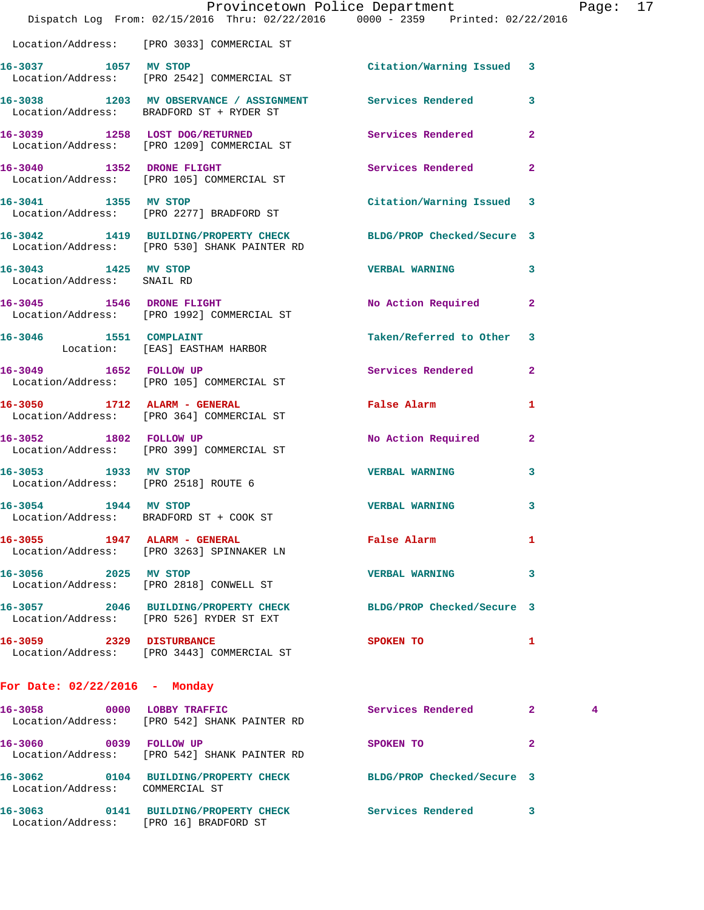Location/Address: [PRO 3033] COMMERCIAL ST

16-3037 1057 MV STOP Citation/Warning Issued 3
Location/Address: [PRO 2542] COMMERCIAL ST

16-3038 1203 MV OBSERVANCE / ASSIGNMENT Services Rendered 3
Location/Address: BRADFORD ST + RYDER ST

16-3039 1258 LOST DOG/RETURNED Services Rendered 2
Location/Address: [PRO 1209] COMMERCIAL ST

16-3040 1352 DRONE FLIGHT Services Rendered 2
Location/Address: [PRO 105] COMMERCIAL ST

16-3041 1355 MV STOP Citation/Warning Issued 3
Location/Address: [PRO 2277] BRADFORD ST

16-3042 1419 BUILDING/PROPERTY CHECK BLDG/PROP Checked/Secure 3
Location/Address: [PRO 530] SHANK PAINTER RD

16-3043 1425 MV STOP VERBAL WARNING 3
Location/Address: SNAIL RD

16-3045 1546 DRONE FLIGHT No Action Required 2
Location/Address: [PRO 1992] COMMERCIAL ST

16-3046 1551 COMPLAINT Taken/Referred to Other 3
Location: [EAS] EASTHAM HARBOR

16-3049 1652 FOLLOW UP Services Rendered 2
Location/Address: [PRO 105] COMMERCIAL ST

16-3050 1712 ALARM - GENERAL False Alarm 1
Location/Address: [PRO 364] COMMERCIAL ST

16-3052 1802 FOLLOW UP No Action Required 2
Location/Address: [PRO 399] COMMERCIAL ST

16-3053 1933 MV STOP VERBAL WARNING 3
Location/Address: [PRO 2518] ROUTE 6

16-3054 1944 MV STOP VERBAL WARNING 3
Location/Address: BRADFORD ST + COOK ST

16-3055 1947 ALARM - GENERAL False Alarm 1
Location/Address: [PRO 3263] SPINNAKER LN

16-3056 2025 MV STOP VERBAL WARNING 3
Location/Address: [PRO 2818] CONWELL ST

16-3057 2046 BUILDING/PROPERTY CHECK BLDG/PROP Checked/Secure 3
Location/Address: [PRO 526] RYDER ST EXT

16-3059 2329 DISTURBANCE SPOKEN TO 1
Location/Address: [PRO 3443] COMMERCIAL ST

## For Date: 02/22/2016 - Monday

16-3058 0000 LOBBY TRAFFIC Services Rendered 2 4
Location/Address: [PRO 542] SHANK PAINTER RD

16-3060 0039 FOLLOW UP SPOKEN TO 2
Location/Address: [PRO 542] SHANK PAINTER RD

16-3062 0104 BUILDING/PROPERTY CHECK BLDG/PROP Checked/Secure 3
Location/Address: COMMERCIAL ST

16-3063 0141 BUILDING/PROPERTY CHECK Services Rendered 3
Location/Address: [PRO 16] BRADFORD ST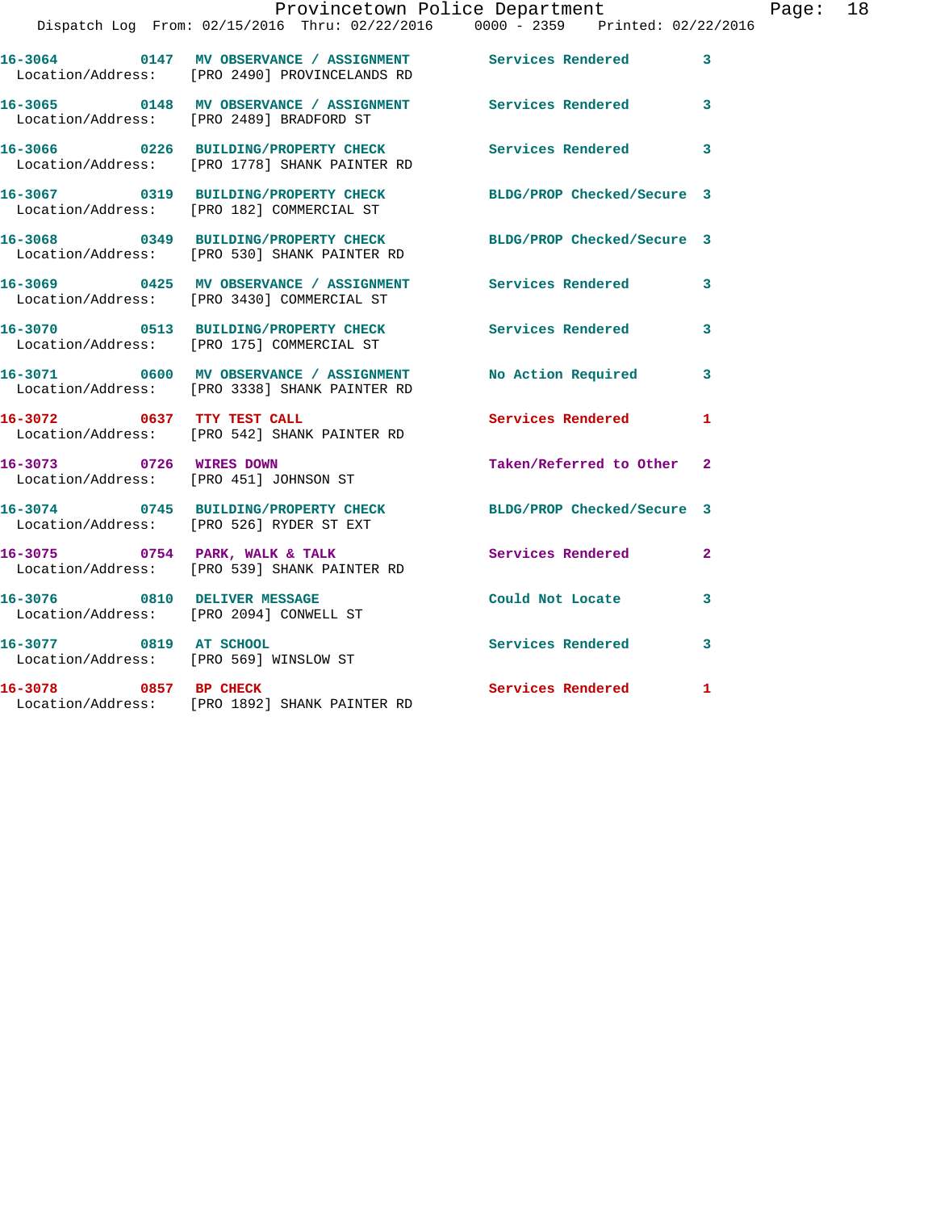16-3064 0147 MV OBSERVANCE / ASSIGNMENT Services Rendered 3
Location/Address: [PRO 2490] PROVINCELANDS RD

16-3065 0148 MV OBSERVANCE / ASSIGNMENT Services Rendered 3
Location/Address: [PRO 2489] BRADFORD ST

16-3066 0226 BUILDING/PROPERTY CHECK Services Rendered 3
Location/Address: [PRO 1778] SHANK PAINTER RD

16-3067 0319 BUILDING/PROPERTY CHECK BLDG/PROP Checked/Secure 3
Location/Address: [PRO 182] COMMERCIAL ST

16-3068 0349 BUILDING/PROPERTY CHECK BLDG/PROP Checked/Secure 3
Location/Address: [PRO 530] SHANK PAINTER RD

16-3069 0425 MV OBSERVANCE / ASSIGNMENT Services Rendered 3
Location/Address: [PRO 3430] COMMERCIAL ST

16-3070 0513 BUILDING/PROPERTY CHECK Services Rendered 3
Location/Address: [PRO 175] COMMERCIAL ST

16-3071 0600 MV OBSERVANCE / ASSIGNMENT No Action Required 3
Location/Address: [PRO 3338] SHANK PAINTER RD

16-3072 0637 TTY TEST CALL Services Rendered 1
Location/Address: [PRO 542] SHANK PAINTER RD

16-3073 0726 WIRES DOWN Taken/Referred to Other 2
Location/Address: [PRO 451] JOHNSON ST

16-3074 0745 BUILDING/PROPERTY CHECK BLDG/PROP Checked/Secure 3
Location/Address: [PRO 526] RYDER ST EXT

16-3075 0754 PARK, WALK & TALK Services Rendered 2
Location/Address: [PRO 539] SHANK PAINTER RD

16-3076 0810 DELIVER MESSAGE Could Not Locate 3
Location/Address: [PRO 2094] CONWELL ST

16-3077 0819 AT SCHOOL Services Rendered 3
Location/Address: [PRO 569] WINSLOW ST

16-3078 0857 BP CHECK Services Rendered 1
Location/Address: [PRO 1892] SHANK PAINTER RD